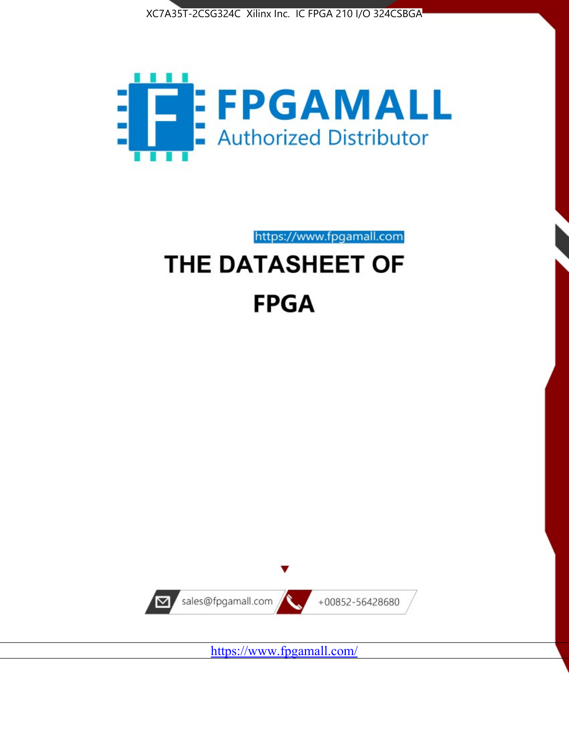XC7A35T-2CSG324C Xilinx Inc. IC FPGA 210 I/O 324CSBGA

FPGAMALL

Authorized Distributor

https://www.fpgamall.com

# THE DATASHEET OF

# FPGA

sales@fpgamall.com

+00852-56428680

https://www.fpgamall.com/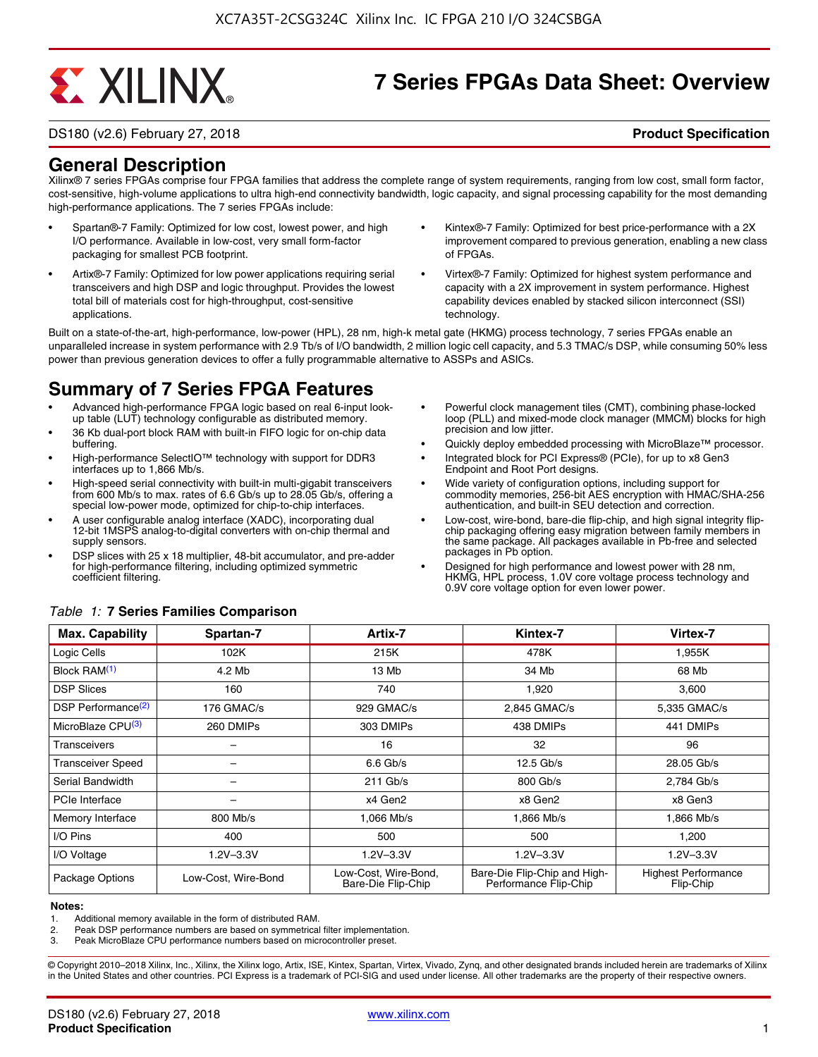# 7 Series FPGAs Data Sheet: Overview

DS180 (v2.6) February 27, 2018 **Product Specification**

## General Description

Xilinx® 7 series FPGAs comprise four FPGA families that address the complete range of system requirements, ranging from low cost, small form factor, cost-sensitive, high-volume applications to ultra high-end connectivity bandwidth, logic capacity, and signal processing capability for the most demanding high-performance applications. The 7 series FPGAs include:

- Spartan®-7 Family: Optimized for low cost, lowest power, and high I/O performance. Available in low-cost, very small form-factor packaging for smallest PCB footprint.
- Artix®-7 Family: Optimized for low power applications requiring serial transceivers and high DSP and logic throughput. Provides the lowest total bill of materials cost for high-throughput, cost-sensitive applications.
- Kintex®-7 Family: Optimized for best price-performance with a 2X improvement compared to previous generation, enabling a new class of FPGAs.
- Virtex®-7 Family: Optimized for highest system performance and capacity with a 2X improvement in system performance. Highest capability devices enabled by stacked silicon interconnect (SSI) technology.

Built on a state-of-the-art, high-performance, low-power (HPL), 28 nm, high-k metal gate (HKMG) process technology, 7 series FPGAs enable an unparalleled increase in system performance with 2.9 Tb/s of I/O bandwidth, 2 million logic cell capacity, and 5.3 TMAC/s DSP, while consuming 50% less power than previous generation devices to offer a fully programmable alternative to ASSPs and ASICs.

## Summary of 7 Series FPGA Features

- Advanced high-performance FPGA logic based on real 6-input look-up table (LUT) technology configurable as distributed memory.
- 36 Kb dual-port block RAM with built-in FIFO logic for on-chip data buffering.
- High-performance SelectIO™ technology with support for DDR3 interfaces up to 1,866 Mb/s.
- High-speed serial connectivity with built-in multi-gigabit transceivers from 600 Mb/s to max. rates of 6.6 Gb/s up to 28.05 Gb/s, offering a special low-power mode, optimized for chip-to-chip interfaces.
- A user configurable analog interface (XADC), incorporating dual 12-bit 1MSPS analog-to-digital converters with on-chip thermal and supply sensors.
- DSP slices with 25 x 18 multiplier, 48-bit accumulator, and pre-adder for high-performance filtering, including optimized symmetric coefficient filtering.
- Powerful clock management tiles (CMT), combining phase-locked loop (PLL) and mixed-mode clock manager (MMCM) blocks for high precision and low jitter.
- Quickly deploy embedded processing with MicroBlaze™ processor.
- Integrated block for PCI Express® (PCIe), for up to x8 Gen3 Endpoint and Root Port designs.
- Wide variety of configuration options, including support for commodity memories, 256-bit AES encryption with HMAC/SHA-256 authentication, and built-in SEU detection and correction.
- Low-cost, wire-bond, bare-die flip-chip, and high signal integrity flip-chip packaging offering easy migration between family members in the same package. All packages available in Pb-free and selected packages in Pb option.
- Designed for high performance and lowest power with 28 nm, HKMG, HPL process, 1.0V core voltage process technology and 0.9V core voltage option for even lower power.

*Table 1:* **7 Series Families Comparison**

| Max. Capability | Spartan-7 | Artix-7 | Kintex-7 | Virtex-7 |
|---|---|---|---|---|
| Logic Cells | 102K | 215K | 478K | 1,955K |
| Block RAM(1) | 4.2 Mb | 13 Mb | 34 Mb | 68 Mb |
| DSP Slices | 160 | 740 | 1,920 | 3,600 |
| DSP Performance(2) | 176 GMAC/s | 929 GMAC/s | 2,845 GMAC/s | 5,335 GMAC/s |
| MicroBlaze CPU(3) | 260 DMIPs | 303 DMIPs | 438 DMIPs | 441 DMIPs |
| Transceivers | – | 16 | 32 | 96 |
| Transceiver Speed | – | 6.6 Gb/s | 12.5 Gb/s | 28.05 Gb/s |
| Serial Bandwidth | – | 211 Gb/s | 800 Gb/s | 2,784 Gb/s |
| PCIe Interface | – | x4 Gen2 | x8 Gen2 | x8 Gen3 |
| Memory Interface | 800 Mb/s | 1,066 Mb/s | 1,866 Mb/s | 1,866 Mb/s |
| I/O Pins | 400 | 500 | 500 | 1,200 |
| I/O Voltage | 1.2V–3.3V | 1.2V–3.3V | 1.2V–3.3V | 1.2V–3.3V |
| Package Options | Low-Cost, Wire-Bond | Low-Cost, Wire-Bond, Bare-Die Flip-Chip | Bare-Die Flip-Chip and High-Performance Flip-Chip | Highest Performance Flip-Chip |

**Notes:**

1. Additional memory available in the form of distributed RAM.
2. Peak DSP performance numbers are based on symmetrical filter implementation.
3. Peak MicroBlaze CPU performance numbers based on microcontroller preset.

© Copyright 2010–2018 Xilinx, Inc., Xilinx, the Xilinx logo, Artix, ISE, Kintex, Spartan, Virtex, Vivado, Zynq, and other designated brands included herein are trademarks of Xilinx in the United States and other countries. PCI Express is a trademark of PCI-SIG and used under license. All other trademarks are the property of their respective owners.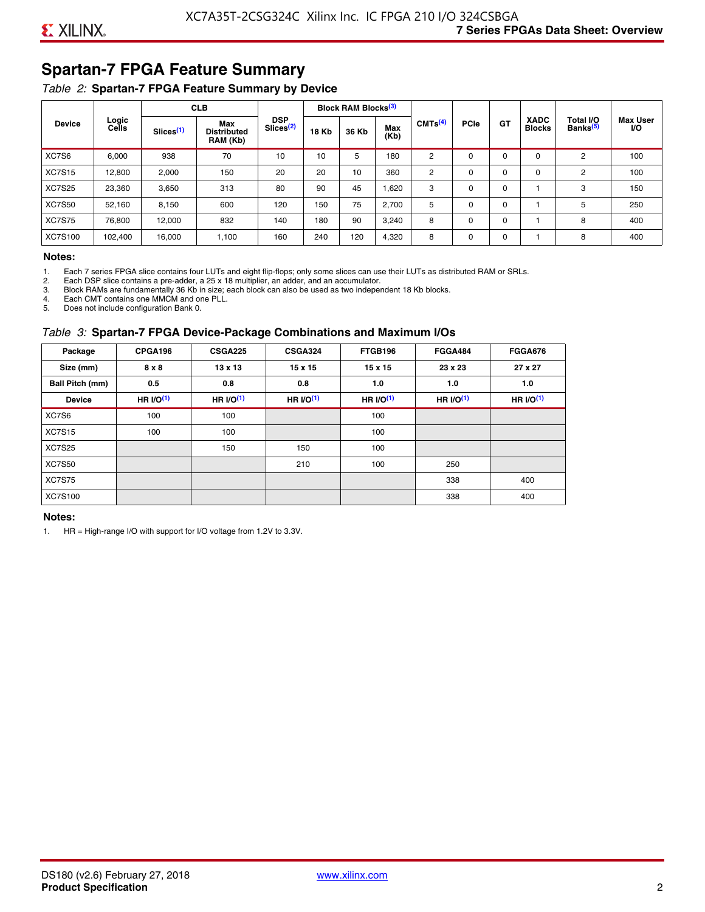## Spartan-7 FPGA Feature Summary

*Table 2:* **Spartan-7 FPGA Feature Summary by Device**

| Device | Logic Cells | CLB | | DSP Slices[2] | Block RAM Blocks[3] | | | CMTs[4] | PCIe | GT | XADC Blocks | Total I/O Banks[5] | Max User I/O |
|---|---|---|---|---|---|---|---|---|---|---|---|---|---|
| | | Slices[1] | Max Distributed RAM (Kb) | | 18 Kb | 36 Kb | Max (Kb) | | | | | | |
| XC7S6 | 6,000 | 938 | 70 | 10 | 10 | 5 | 180 | 2 | 0 | 0 | 0 | 2 | 100 |
| XC7S15 | 12,800 | 2,000 | 150 | 20 | 20 | 10 | 360 | 2 | 0 | 0 | 0 | 2 | 100 |
| XC7S25 | 23,360 | 3,650 | 313 | 80 | 90 | 45 | 1,620 | 3 | 0 | 0 | 1 | 3 | 150 |
| XC7S50 | 52,160 | 8,150 | 600 | 120 | 150 | 75 | 2,700 | 5 | 0 | 0 | 1 | 5 | 250 |
| XC7S75 | 76,800 | 12,000 | 832 | 140 | 180 | 90 | 3,240 | 8 | 0 | 0 | 1 | 8 | 400 |
| XC7S100 | 102,400 | 16,000 | 1,100 | 160 | 240 | 120 | 4,320 | 8 | 0 | 0 | 1 | 8 | 400 |

**Notes:**

1. Each 7 series FPGA slice contains four LUTs and eight flip-flops; only some slices can use their LUTs as distributed RAM or SRLs.
2. Each DSP slice contains a pre-adder, a 25 x 18 multiplier, an adder, and an accumulator.
3. Block RAMs are fundamentally 36 Kb in size; each block can also be used as two independent 18 Kb blocks.
4. Each CMT contains one MMCM and one PLL.
5. Does not include configuration Bank 0.

*Table 3:* **Spartan-7 FPGA Device-Package Combinations and Maximum I/Os**

| Package | CPGA196 | CSGA225 | CSGA324 | FTGB196 | FGGA484 | FGGA676 |
|---|---|---|---|---|---|---|
| Size (mm) | 8 x 8 | 13 x 13 | 15 x 15 | 15 x 15 | 23 x 23 | 27 x 27 |
| Ball Pitch (mm) | 0.5 | 0.8 | 0.8 | 1.0 | 1.0 | 1.0 |
| Device | HR I/O[1] | HR I/O[1] | HR I/O[1] | HR I/O[1] | HR I/O[1] | HR I/O[1] |
| XC7S6 | 100 | 100 | | 100 | | |
| XC7S15 | 100 | 100 | | 100 | | |
| XC7S25 | | 150 | 150 | 100 | | |
| XC7S50 | | | 210 | 100 | 250 | |
| XC7S75 | | | | | 338 | 400 |
| XC7S100 | | | | | 338 | 400 |

**Notes:**

1. HR = High-range I/O with support for I/O voltage from 1.2V to 3.3V.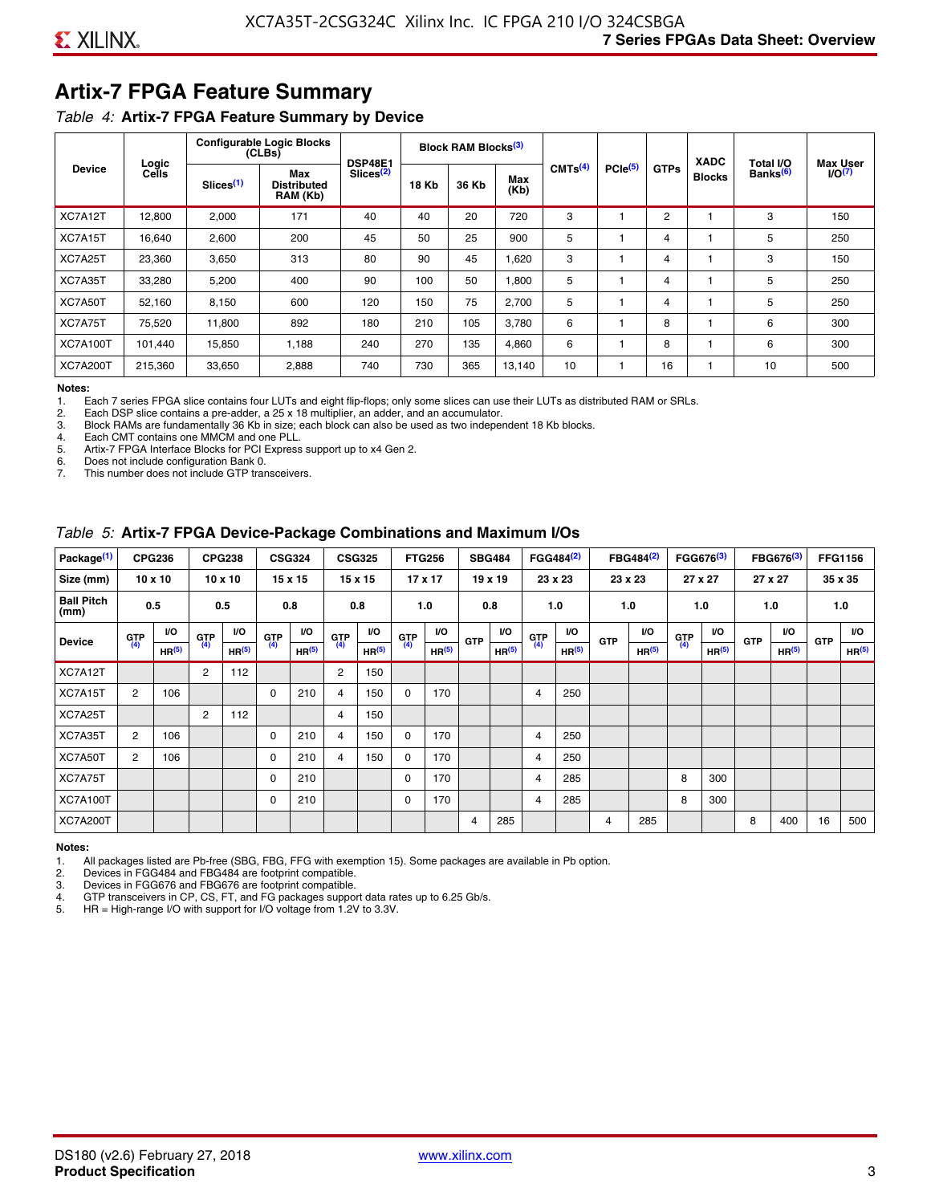## Artix-7 FPGA Feature Summary

*Table 4:* **Artix-7 FPGA Feature Summary by Device**

| Device | Logic Cells | Configurable Logic Blocks (CLBs) | | DSP48E1 Slices[2] | Block RAM Blocks[3] | | | CMTs[4] | PCIe[5] | GTPs | XADC Blocks | Total I/O Banks[6] | Max User I/O[7] |
|---|---|---|---|---|---|---|---|---|---|---|---|---|---|
| | | Slices[1] | Max Distributed RAM (Kb) | | 18 Kb | 36 Kb | Max (Kb) | | | | | | |
| XC7A12T | 12,800 | 2,000 | 171 | 40 | 40 | 20 | 720 | 3 | 1 | 2 | 1 | 3 | 150 |
| XC7A15T | 16,640 | 2,600 | 200 | 45 | 50 | 25 | 900 | 5 | 1 | 4 | 1 | 5 | 250 |
| XC7A25T | 23,360 | 3,650 | 313 | 80 | 90 | 45 | 1,620 | 3 | 1 | 4 | 1 | 3 | 150 |
| XC7A35T | 33,280 | 5,200 | 400 | 90 | 100 | 50 | 1,800 | 5 | 1 | 4 | 1 | 5 | 250 |
| XC7A50T | 52,160 | 8,150 | 600 | 120 | 150 | 75 | 2,700 | 5 | 1 | 4 | 1 | 5 | 250 |
| XC7A75T | 75,520 | 11,800 | 892 | 180 | 210 | 105 | 3,780 | 6 | 1 | 8 | 1 | 6 | 300 |
| XC7A100T | 101,440 | 15,850 | 1,188 | 240 | 270 | 135 | 4,860 | 6 | 1 | 8 | 1 | 6 | 300 |
| XC7A200T | 215,360 | 33,650 | 2,888 | 740 | 730 | 365 | 13,140 | 10 | 1 | 16 | 1 | 10 | 500 |

**Notes:**
1. Each 7 series FPGA slice contains four LUTs and eight flip-flops; only some slices can use their LUTs as distributed RAM or SRLs.
2. Each DSP slice contains a pre-adder, a 25 x 18 multiplier, an adder, and an accumulator.
3. Block RAMs are fundamentally 36 Kb in size; each block can also be used as two independent 18 Kb blocks.
4. Each CMT contains one MMCM and one PLL.
5. Artix-7 FPGA Interface Blocks for PCI Express support up to x4 Gen 2.
6. Does not include configuration Bank 0.
7. This number does not include GTP transceivers.

*Table 5:* **Artix-7 FPGA Device-Package Combinations and Maximum I/Os**

| Package[1] | CPG236 | | CPG238 | | CSG324 | | CSG325 | | FTG256 | | SBG484 | | FGG484[2] | | FBG484[2] | | FGG676[3] | | FBG676[3] | | FFG1156 | |
|---|---|---|---|---|---|---|---|---|---|---|---|---|---|---|---|---|---|---|---|---|---|---|
| Size (mm) | 10 x 10 | | 10 x 10 | | 15 x 15 | | 15 x 15 | | 17 x 17 | | 19 x 19 | | 23 x 23 | | 23 x 23 | | 27 x 27 | | 27 x 27 | | 35 x 35 | |
| Ball Pitch (mm) | 0.5 | | 0.5 | | 0.8 | | 0.8 | | 1.0 | | 0.8 | | 1.0 | | 1.0 | | 1.0 | | 1.0 | | 1.0 | |
| Device | GTP[4] | I/O HR[5] | GTP[4] | I/O HR[5] | GTP[4] | I/O HR[5] | GTP[4] | I/O HR[5] | GTP[4] | I/O HR[5] | GTP | I/O HR[5] | GTP[4] | I/O HR[5] | GTP | I/O HR[5] | GTP[4] | I/O HR[5] | GTP | I/O HR[5] | GTP | I/O HR[5] |
| XC7A12T | | | 2 | 112 | | | 2 | 150 | | | | | | | | | | | | | | |
| XC7A15T | 2 | 106 | | | 0 | 210 | 4 | 150 | 0 | 170 | | | 4 | 250 | | | | | | | | |
| XC7A25T | | | 2 | 112 | | | 4 | 150 | | | | | | | | | | | | | | |
| XC7A35T | 2 | 106 | | | 0 | 210 | 4 | 150 | 0 | 170 | | | 4 | 250 | | | | | | | | |
| XC7A50T | 2 | 106 | | | 0 | 210 | 4 | 150 | 0 | 170 | | | 4 | 250 | | | | | | | | |
| XC7A75T | | | | | 0 | 210 | | | 0 | 170 | | | 4 | 285 | | | 8 | 300 | | | | |
| XC7A100T | | | | | 0 | 210 | | | 0 | 170 | | | 4 | 285 | | | 8 | 300 | | | | |
| XC7A200T | | | | | | | | | | | 4 | 285 | | | 4 | 285 | | | 8 | 400 | 16 | 500 |

**Notes:**
1. All packages listed are Pb-free (SBG, FBG, FFG with exemption 15). Some packages are available in Pb option.
2. Devices in FGG484 and FBG484 are footprint compatible.
3. Devices in FGG676 and FBG676 are footprint compatible.
4. GTP transceivers in CP, CS, FT, and FG packages support data rates up to 6.25 Gb/s.
5. HR = High-range I/O with support for I/O voltage from 1.2V to 3.3V.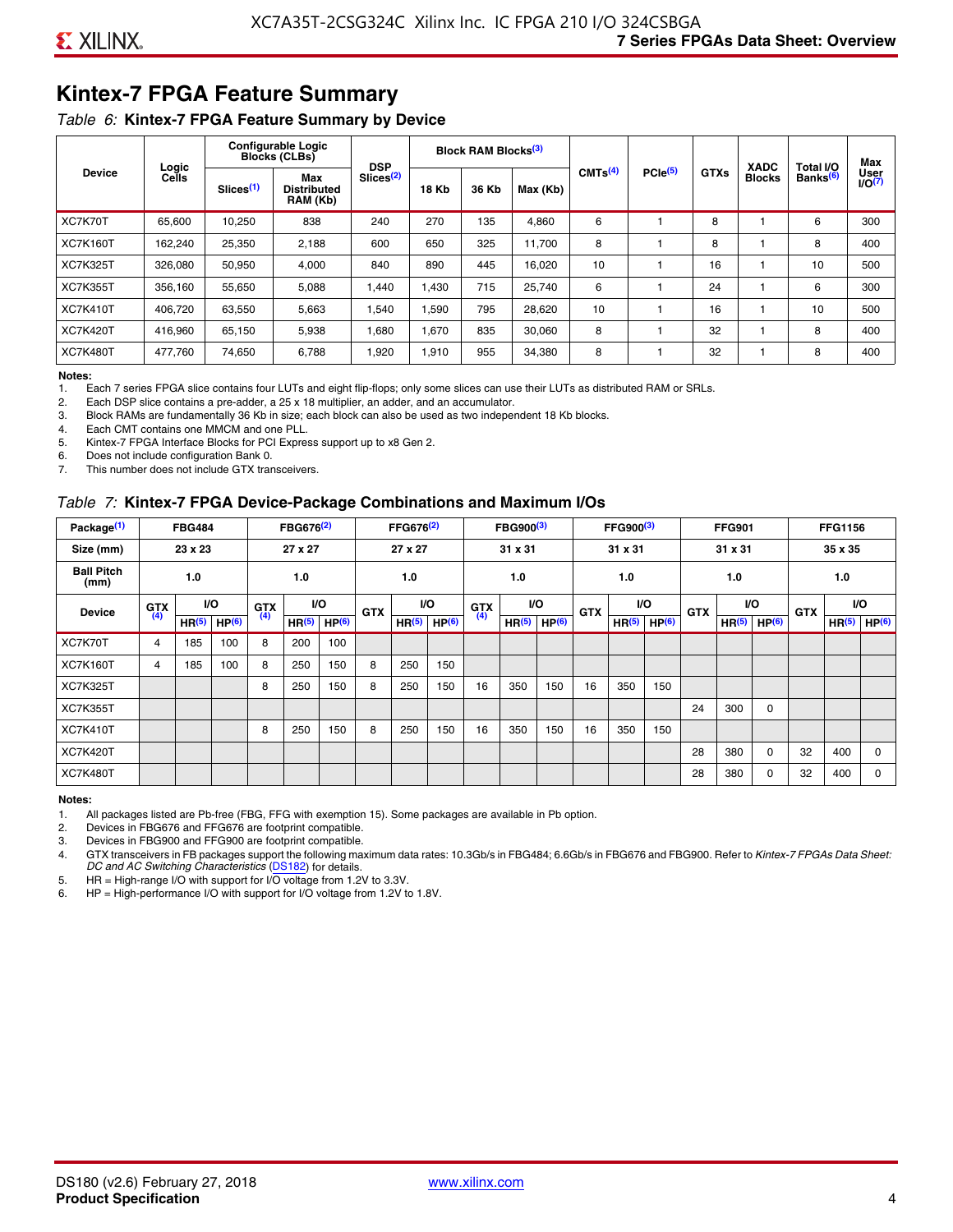# Kintex-7 FPGA Feature Summary

*Table 6:* **Kintex-7 FPGA Feature Summary by Device**

| Device | Logic Cells | Configurable Logic Blocks (CLBs) | | DSP Slices[(2)] | Block RAM Blocks[(3)] | | | CMTs[(4)] | PCIe[(5)] | GTXs | XADC Blocks | Total I/O Banks[(6)] | Max User I/O[(7)] |
|---|---|---|---|---|---|---|---|---|---|---|---|---|---|
| | | Slices[(1)] | Max Distributed RAM (Kb) | | 18 Kb | 36 Kb | Max (Kb) | | | | | | |
| XC7K70T | 65,600 | 10,250 | 838 | 240 | 270 | 135 | 4,860 | 6 | 1 | 8 | 1 | 6 | 300 |
| XC7K160T | 162,240 | 25,350 | 2,188 | 600 | 650 | 325 | 11,700 | 8 | 1 | 8 | 1 | 8 | 400 |
| XC7K325T | 326,080 | 50,950 | 4,000 | 840 | 890 | 445 | 16,020 | 10 | 1 | 16 | 1 | 10 | 500 |
| XC7K355T | 356,160 | 55,650 | 5,088 | 1,440 | 1,430 | 715 | 25,740 | 6 | 1 | 24 | 1 | 6 | 300 |
| XC7K410T | 406,720 | 63,550 | 5,663 | 1,540 | 1,590 | 795 | 28,620 | 10 | 1 | 16 | 1 | 10 | 500 |
| XC7K420T | 416,960 | 65,150 | 5,938 | 1,680 | 1,670 | 835 | 30,060 | 8 | 1 | 32 | 1 | 8 | 400 |
| XC7K480T | 477,760 | 74,650 | 6,788 | 1,920 | 1,910 | 955 | 34,380 | 8 | 1 | 32 | 1 | 8 | 400 |

**Notes:**

1. Each 7 series FPGA slice contains four LUTs and eight flip-flops; only some slices can use their LUTs as distributed RAM or SRLs.
2. Each DSP slice contains a pre-adder, a 25 x 18 multiplier, an adder, and an accumulator.
3. Block RAMs are fundamentally 36 Kb in size; each block can also be used as two independent 18 Kb blocks.
4. Each CMT contains one MMCM and one PLL.
5. Kintex-7 FPGA Interface Blocks for PCI Express support up to x8 Gen 2.
6. Does not include configuration Bank 0.
7. This number does not include GTX transceivers.

*Table 7:* **Kintex-7 FPGA Device-Package Combinations and Maximum I/Os**

| Package[(1)] | FBG484 | | | FBG676[(2)] | | | FFG676[(2)] | | | FBG900[(3)] | | | FFG900[(3)] | | | FFG901 | | | FFG1156 | | |
|---|---|---|---|---|---|---|---|---|---|---|---|---|---|---|---|---|---|---|---|---|---|
| Size (mm) | 23 x 23 | | | 27 x 27 | | | 27 x 27 | | | 31 x 31 | | | 31 x 31 | | | 31 x 31 | | | 35 x 35 | | |
| Ball Pitch (mm) | 1.0 | | | 1.0 | | | 1.0 | | | 1.0 | | | 1.0 | | | 1.0 | | | 1.0 | | |
| Device | GTX[(4)] | I/O | | GTX[(4)] | I/O | | GTX | I/O | | GTX[(4)] | I/O | | GTX | I/O | | GTX | I/O | | GTX | I/O | |
| | | HR[(5)] | HP[(6)] | | HR[(5)] | HP[(6)] | | HR[(5)] | HP[(6)] | | HR[(5)] | HP[(6)] | | HR[(5)] | HP[(6)] | | HR[(5)] | HP[(6)] | | HR[(5)] | HP[(6)] |
| XC7K70T | 4 | 185 | 100 | 8 | 200 | 100 | | | | | | | | | | | | | | | |
| XC7K160T | 4 | 185 | 100 | 8 | 250 | 150 | 8 | 250 | 150 | | | | | | | | | | | | |
| XC7K325T | | | | 8 | 250 | 150 | 8 | 250 | 150 | 16 | 350 | 150 | 16 | 350 | 150 | | | | | | |
| XC7K355T | | | | | | | | | | | | | | | | 24 | 300 | 0 | | | |
| XC7K410T | | | | 8 | 250 | 150 | 8 | 250 | 150 | 16 | 350 | 150 | 16 | 350 | 150 | | | | | | |
| XC7K420T | | | | | | | | | | | | | | | | 28 | 380 | 0 | 32 | 400 | 0 |
| XC7K480T | | | | | | | | | | | | | | | | 28 | 380 | 0 | 32 | 400 | 0 |

**Notes:**

1. All packages listed are Pb-free (FBG, FFG with exemption 15). Some packages are available in Pb option.
2. Devices in FBG676 and FFG676 are footprint compatible.
3. Devices in FBG900 and FFG900 are footprint compatible.
4. GTX transceivers in FB packages support the following maximum data rates: 10.3Gb/s in FBG484; 6.6Gb/s in FBG676 and FBG900. Refer to *Kintex-7 FPGAs Data Sheet: DC and AC Switching Characteristics* (DS182) for details.
5. HR = High-range I/O with support for I/O voltage from 1.2V to 3.3V.
6. HP = High-performance I/O with support for I/O voltage from 1.2V to 1.8V.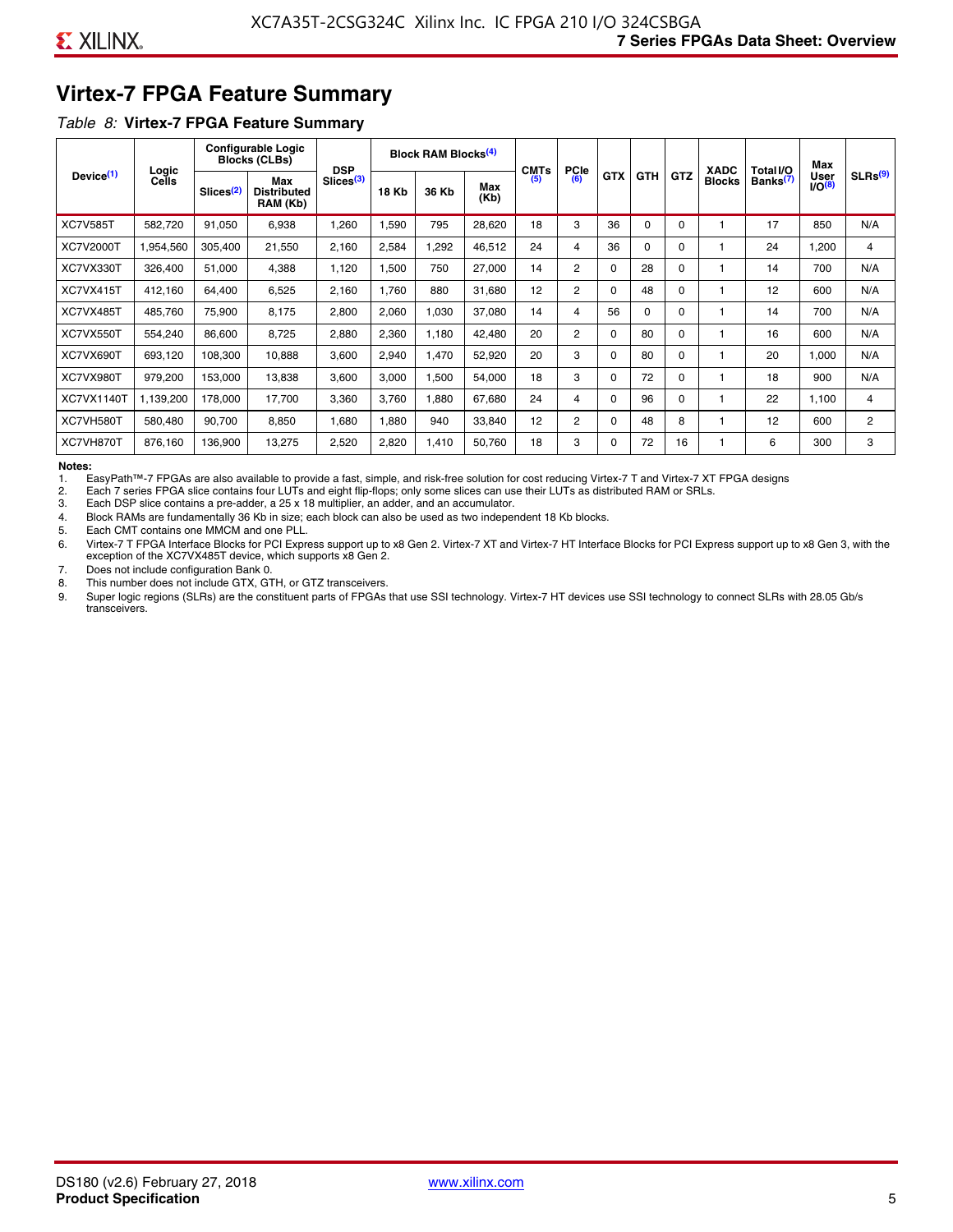# Virtex-7 FPGA Feature Summary

*Table 8:* **Virtex-7 FPGA Feature Summary**

| Device[(1)] | Logic Cells | Configurable Logic Blocks (CLBs) | | DSP Slices[(3)] | Block RAM Blocks[(4)] | | | CMTs[(5)] | PCIe[(6)] | GTX | GTH | GTZ | XADC Blocks | Total I/O Banks[(7)] | Max User I/O[(8)] | SLRs[(9)] |
|---|---|---|---|---|---|---|---|---|---|---|---|---|---|---|---|---|
| | | Slices[(2)] | Max Distributed RAM (Kb) | | 18 Kb | 36 Kb | Max (Kb) | | | | | | | | | |
| XC7V585T | 582,720 | 91,050 | 6,938 | 1,260 | 1,590 | 795 | 28,620 | 18 | 3 | 36 | 0 | 0 | 1 | 17 | 850 | N/A |
| XC7V2000T | 1,954,560 | 305,400 | 21,550 | 2,160 | 2,584 | 1,292 | 46,512 | 24 | 4 | 36 | 0 | 0 | 1 | 24 | 1,200 | 4 |
| XC7VX330T | 326,400 | 51,000 | 4,388 | 1,120 | 1,500 | 750 | 27,000 | 14 | 2 | 0 | 28 | 0 | 1 | 14 | 700 | N/A |
| XC7VX415T | 412,160 | 64,400 | 6,525 | 2,160 | 1,760 | 880 | 31,680 | 12 | 2 | 0 | 48 | 0 | 1 | 12 | 600 | N/A |
| XC7VX485T | 485,760 | 75,900 | 8,175 | 2,800 | 2,060 | 1,030 | 37,080 | 14 | 4 | 56 | 0 | 0 | 1 | 14 | 700 | N/A |
| XC7VX550T | 554,240 | 86,600 | 8,725 | 2,880 | 2,360 | 1,180 | 42,480 | 20 | 2 | 0 | 80 | 0 | 1 | 16 | 600 | N/A |
| XC7VX690T | 693,120 | 108,300 | 10,888 | 3,600 | 2,940 | 1,470 | 52,920 | 20 | 3 | 0 | 80 | 0 | 1 | 20 | 1,000 | N/A |
| XC7VX980T | 979,200 | 153,000 | 13,838 | 3,600 | 3,000 | 1,500 | 54,000 | 18 | 3 | 0 | 72 | 0 | 1 | 18 | 900 | N/A |
| XC7VX1140T | 1,139,200 | 178,000 | 17,700 | 3,360 | 3,760 | 1,880 | 67,680 | 24 | 4 | 0 | 96 | 0 | 1 | 22 | 1,100 | 4 |
| XC7VH580T | 580,480 | 90,700 | 8,850 | 1,680 | 1,880 | 940 | 33,840 | 12 | 2 | 0 | 48 | 8 | 1 | 12 | 600 | 2 |
| XC7VH870T | 876,160 | 136,900 | 13,275 | 2,520 | 2,820 | 1,410 | 50,760 | 18 | 3 | 0 | 72 | 16 | 1 | 6 | 300 | 3 |

**Notes:**

1. EasyPath™-7 FPGAs are also available to provide a fast, simple, and risk-free solution for cost reducing Virtex-7 T and Virtex-7 XT FPGA designs
2. Each 7 series FPGA slice contains four LUTs and eight flip-flops; only some slices can use their LUTs as distributed RAM or SRLs.
3. Each DSP slice contains a pre-adder, a 25 x 18 multiplier, an adder, and an accumulator.
4. Block RAMs are fundamentally 36 Kb in size; each block can also be used as two independent 18 Kb blocks.
5. Each CMT contains one MMCM and one PLL.
6. Virtex-7 T FPGA Interface Blocks for PCI Express support up to x8 Gen 2. Virtex-7 XT and Virtex-7 HT Interface Blocks for PCI Express support up to x8 Gen 3, with the exception of the XC7VX485T device, which supports x8 Gen 2.
7. Does not include configuration Bank 0.
8. This number does not include GTX, GTH, or GTZ transceivers.
9. Super logic regions (SLRs) are the constituent parts of FPGAs that use SSI technology. Virtex-7 HT devices use SSI technology to connect SLRs with 28.05 Gb/s transceivers.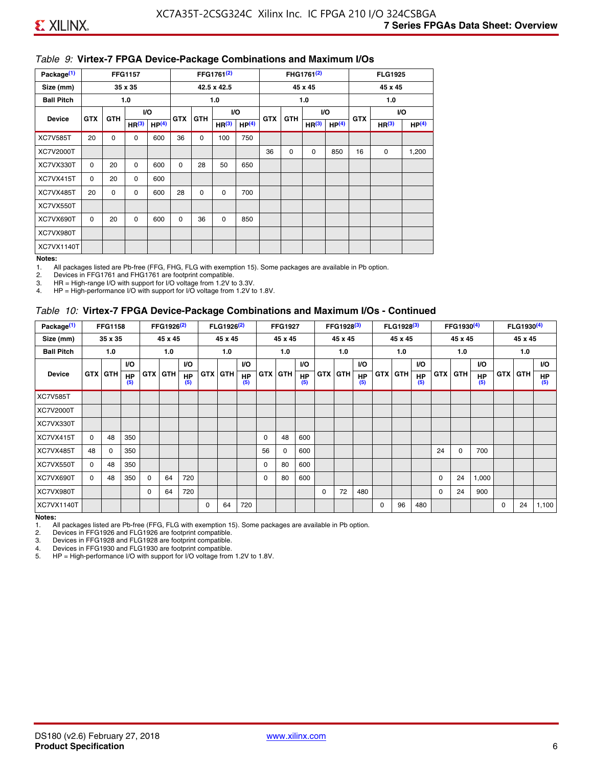*Table 9:* **Virtex-7 FPGA Device-Package Combinations and Maximum I/Os**

| Package[1] | FFG1157 | | | | FFG1761[2] | | | | FHG1761[2] | | | | FLG1925 | | |
|---|---|---|---|---|---|---|---|---|---|---|---|---|---|---|---|
| Size (mm) | 35 x 35 | | | | 42.5 x 42.5 | | | | 45 x 45 | | | | 45 x 45 | | |
| Ball Pitch | 1.0 | | | | 1.0 | | | | 1.0 | | | | 1.0 | | |
| Device | GTX | GTH | I/O HR[3] | I/O HP[4] | GTX | GTH | I/O HR[3] | I/O HP[4] | GTX | GTH | I/O HR[3] | I/O HP[4] | GTX | I/O HR[3] | I/O HP[4] |
| XC7V585T | 20 | 0 | 0 | 600 | 36 | 0 | 100 | 750 | | | | | | | |
| XC7V2000T | | | | | | | | | 36 | 0 | 0 | 850 | 16 | 0 | 1,200 |
| XC7VX330T | 0 | 20 | 0 | 600 | 0 | 28 | 50 | 650 | | | | | | | |
| XC7VX415T | 0 | 20 | 0 | 600 | | | | | | | | | | | |
| XC7VX485T | 20 | 0 | 0 | 600 | 28 | 0 | 0 | 700 | | | | | | | |
| XC7VX550T | | | | | | | | | | | | | | | |
| XC7VX690T | 0 | 20 | 0 | 600 | 0 | 36 | 0 | 850 | | | | | | | |
| XC7VX980T | | | | | | | | | | | | | | | |
| XC7VX1140T | | | | | | | | | | | | | | | |

**Notes:**

1. All packages listed are Pb-free (FFG, FHG, FLG with exemption 15). Some packages are available in Pb option.
2. Devices in FFG1761 and FHG1761 are footprint compatible.
3. HR = High-range I/O with support for I/O voltage from 1.2V to 3.3V.
4. HP = High-performance I/O with support for I/O voltage from 1.2V to 1.8V.

*Table 10:* **Virtex-7 FPGA Device-Package Combinations and Maximum I/Os - Continued**

| Package[1] | FFG1158 | | | FFG1926[2] | | | FLG1926[2] | | | FFG1927 | | | FFG1928[3] | | | FLG1928[3] | | | FFG1930[4] | | | FLG1930[4] | | |
|---|---|---|---|---|---|---|---|---|---|---|---|---|---|---|---|---|---|---|---|---|---|---|---|---|
| Size (mm) | 35 x 35 | | | 45 x 45 | | | 45 x 45 | | | 45 x 45 | | | 45 x 45 | | | 45 x 45 | | | 45 x 45 | | | 45 x 45 | | |
| Ball Pitch | 1.0 | | | 1.0 | | | 1.0 | | | 1.0 | | | 1.0 | | | 1.0 | | | 1.0 | | | 1.0 | | |
| Device | GTX | GTH | I/O HP[5] | GTX | GTH | I/O HP[5] | GTX | GTH | I/O HP[5] | GTX | GTH | I/O HP[5] | GTX | GTH | I/O HP[5] | GTX | GTH | I/O HP[5] | GTX | GTH | I/O HP[5] | GTX | GTH | I/O HP[5] |
| XC7V585T | | | | | | | | | | | | | | | | | | | | | | | | |
| XC7V2000T | | | | | | | | | | | | | | | | | | | | | | | | |
| XC7VX330T | | | | | | | | | | | | | | | | | | | | | | | | |
| XC7VX415T | 0 | 48 | 350 | | | | | | | 0 | 48 | 600 | | | | | | | | | | | | |
| XC7VX485T | 48 | 0 | 350 | | | | | | | 56 | 0 | 600 | | | | | | | 24 | 0 | 700 | | | |
| XC7VX550T | 0 | 48 | 350 | | | | | | | 0 | 80 | 600 | | | | | | | | | | | | |
| XC7VX690T | 0 | 48 | 350 | 0 | 64 | 720 | | | | 0 | 80 | 600 | | | | | | | 0 | 24 | 1,000 | | | |
| XC7VX980T | | | | 0 | 64 | 720 | | | | | | | 0 | 72 | 480 | | | | 0 | 24 | 900 | | | |
| XC7VX1140T | | | | | | | 0 | 64 | 720 | | | | | | | 0 | 96 | 480 | | | | 0 | 24 | 1,100 |

**Notes:**

1. All packages listed are Pb-free (FFG, FLG with exemption 15). Some packages are available in Pb option.
2. Devices in FFG1926 and FLG1926 are footprint compatible.
3. Devices in FFG1928 and FLG1928 are footprint compatible.
4. Devices in FFG1930 and FLG1930 are footprint compatible.
5. HP = High-performance I/O with support for I/O voltage from 1.2V to 1.8V.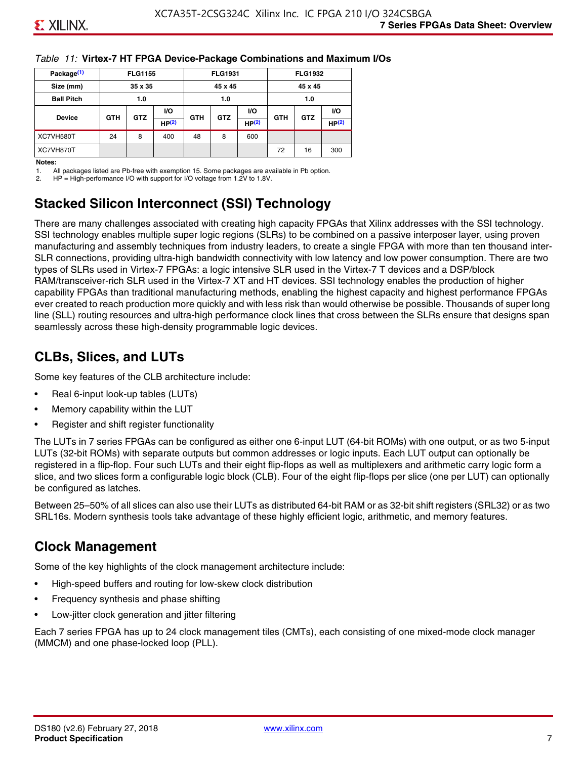*Table 11:* **Virtex-7 HT FPGA Device-Package Combinations and Maximum I/Os**

| Package[(1)] | FLG1155 | | | FLG1931 | | | FLG1932 | | |
|---|---|---|---|---|---|---|---|---|---|
| Size (mm) | 35 x 35 | | | 45 x 45 | | | 45 x 45 | | |
| Ball Pitch | 1.0 | | | 1.0 | | | 1.0 | | |
| Device | GTH | GTZ | I/O HP[(2)] | GTH | GTZ | I/O HP[(2)] | GTH | GTZ | I/O HP[(2)] |
| XC7VH580T | 24 | 8 | 400 | 48 | 8 | 600 | | | |
| XC7VH870T | | | | | | | 72 | 16 | 300 |

**Notes:**

1. All packages listed are Pb-free with exemption 15. Some packages are available in Pb option.
2. HP = High-performance I/O with support for I/O voltage from 1.2V to 1.8V.

## Stacked Silicon Interconnect (SSI) Technology

There are many challenges associated with creating high capacity FPGAs that Xilinx addresses with the SSI technology. SSI technology enables multiple super logic regions (SLRs) to be combined on a passive interposer layer, using proven manufacturing and assembly techniques from industry leaders, to create a single FPGA with more than ten thousand inter-SLR connections, providing ultra-high bandwidth connectivity with low latency and low power consumption. There are two types of SLRs used in Virtex-7 FPGAs: a logic intensive SLR used in the Virtex-7 T devices and a DSP/block RAM/transceiver-rich SLR used in the Virtex-7 XT and HT devices. SSI technology enables the production of higher capability FPGAs than traditional manufacturing methods, enabling the highest capacity and highest performance FPGAs ever created to reach production more quickly and with less risk than would otherwise be possible. Thousands of super long line (SLL) routing resources and ultra-high performance clock lines that cross between the SLRs ensure that designs span seamlessly across these high-density programmable logic devices.

## CLBs, Slices, and LUTs

Some key features of the CLB architecture include:

- Real 6-input look-up tables (LUTs)
- Memory capability within the LUT
- Register and shift register functionality

The LUTs in 7 series FPGAs can be configured as either one 6-input LUT (64-bit ROMs) with one output, or as two 5-input LUTs (32-bit ROMs) with separate outputs but common addresses or logic inputs. Each LUT output can optionally be registered in a flip-flop. Four such LUTs and their eight flip-flops as well as multiplexers and arithmetic carry logic form a slice, and two slices form a configurable logic block (CLB). Four of the eight flip-flops per slice (one per LUT) can optionally be configured as latches.

Between 25–50% of all slices can also use their LUTs as distributed 64-bit RAM or as 32-bit shift registers (SRL32) or as two SRL16s. Modern synthesis tools take advantage of these highly efficient logic, arithmetic, and memory features.

## Clock Management

Some of the key highlights of the clock management architecture include:

- High-speed buffers and routing for low-skew clock distribution
- Frequency synthesis and phase shifting
- Low-jitter clock generation and jitter filtering

Each 7 series FPGA has up to 24 clock management tiles (CMTs), each consisting of one mixed-mode clock manager (MMCM) and one phase-locked loop (PLL).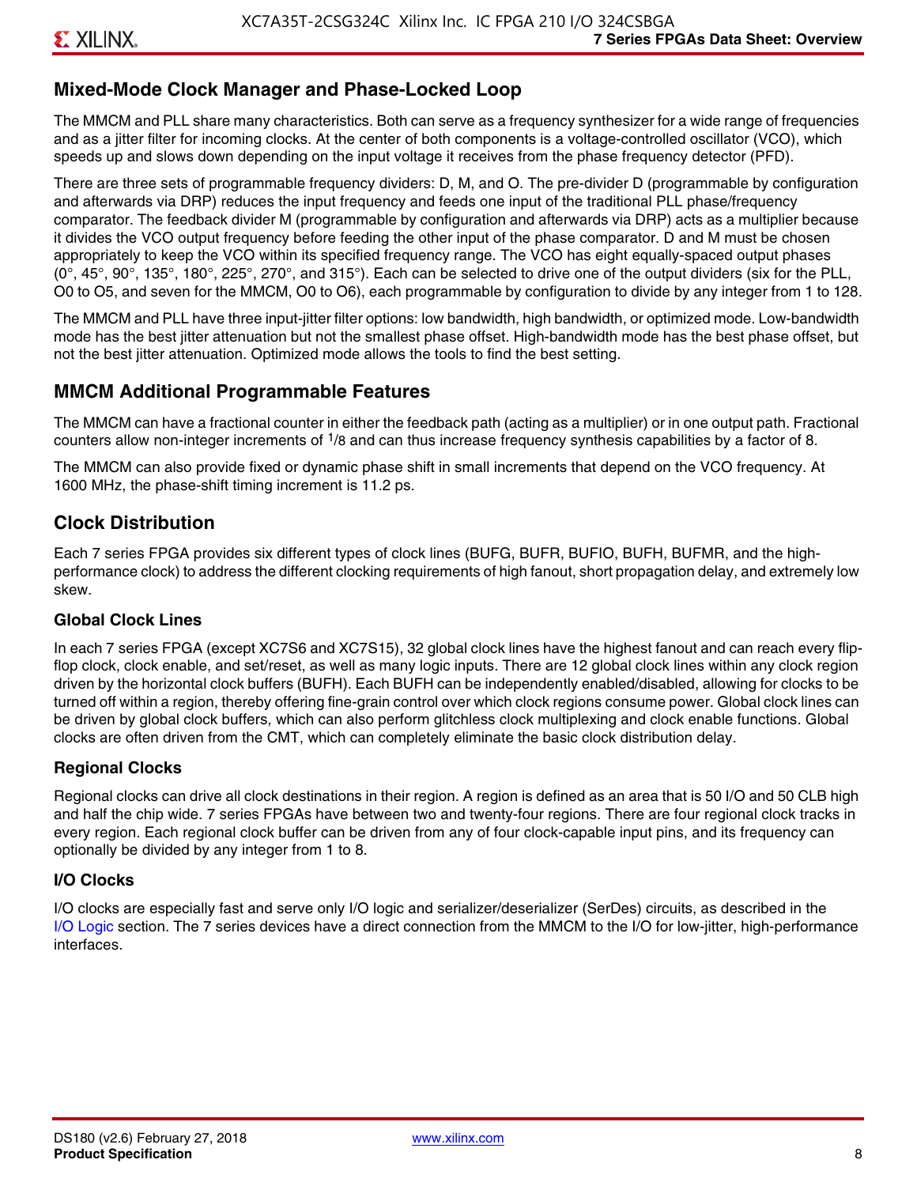## Mixed-Mode Clock Manager and Phase-Locked Loop

The MMCM and PLL share many characteristics. Both can serve as a frequency synthesizer for a wide range of frequencies and as a jitter filter for incoming clocks. At the center of both components is a voltage-controlled oscillator (VCO), which speeds up and slows down depending on the input voltage it receives from the phase frequency detector (PFD).

There are three sets of programmable frequency dividers: D, M, and O. The pre-divider D (programmable by configuration and afterwards via DRP) reduces the input frequency and feeds one input of the traditional PLL phase/frequency comparator. The feedback divider M (programmable by configuration and afterwards via DRP) acts as a multiplier because it divides the VCO output frequency before feeding the other input of the phase comparator. D and M must be chosen appropriately to keep the VCO within its specified frequency range. The VCO has eight equally-spaced output phases (0°, 45°, 90°, 135°, 180°, 225°, 270°, and 315°). Each can be selected to drive one of the output dividers (six for the PLL, O0 to O5, and seven for the MMCM, O0 to O6), each programmable by configuration to divide by any integer from 1 to 128.

The MMCM and PLL have three input-jitter filter options: low bandwidth, high bandwidth, or optimized mode. Low-bandwidth mode has the best jitter attenuation but not the smallest phase offset. High-bandwidth mode has the best phase offset, but not the best jitter attenuation. Optimized mode allows the tools to find the best setting.

## MMCM Additional Programmable Features

The MMCM can have a fractional counter in either the feedback path (acting as a multiplier) or in one output path. Fractional counters allow non-integer increments of $^1/_8$ and can thus increase frequency synthesis capabilities by a factor of 8.

The MMCM can also provide fixed or dynamic phase shift in small increments that depend on the VCO frequency. At 1600 MHz, the phase-shift timing increment is 11.2 ps.

## Clock Distribution

Each 7 series FPGA provides six different types of clock lines (BUFG, BUFR, BUFIO, BUFH, BUFMR, and the high-performance clock) to address the different clocking requirements of high fanout, short propagation delay, and extremely low skew.

### Global Clock Lines

In each 7 series FPGA (except XC7S6 and XC7S15), 32 global clock lines have the highest fanout and can reach every flip-flop clock, clock enable, and set/reset, as well as many logic inputs. There are 12 global clock lines within any clock region driven by the horizontal clock buffers (BUFH). Each BUFH can be independently enabled/disabled, allowing for clocks to be turned off within a region, thereby offering fine-grain control over which clock regions consume power. Global clock lines can be driven by global clock buffers, which can also perform glitchless clock multiplexing and clock enable functions. Global clocks are often driven from the CMT, which can completely eliminate the basic clock distribution delay.

### Regional Clocks

Regional clocks can drive all clock destinations in their region. A region is defined as an area that is 50 I/O and 50 CLB high and half the chip wide. 7 series FPGAs have between two and twenty-four regions. There are four regional clock tracks in every region. Each regional clock buffer can be driven from any of four clock-capable input pins, and its frequency can optionally be divided by any integer from 1 to 8.

### I/O Clocks

I/O clocks are especially fast and serve only I/O logic and serializer/deserializer (SerDes) circuits, as described in the I/O Logic section. The 7 series devices have a direct connection from the MMCM to the I/O for low-jitter, high-performance interfaces.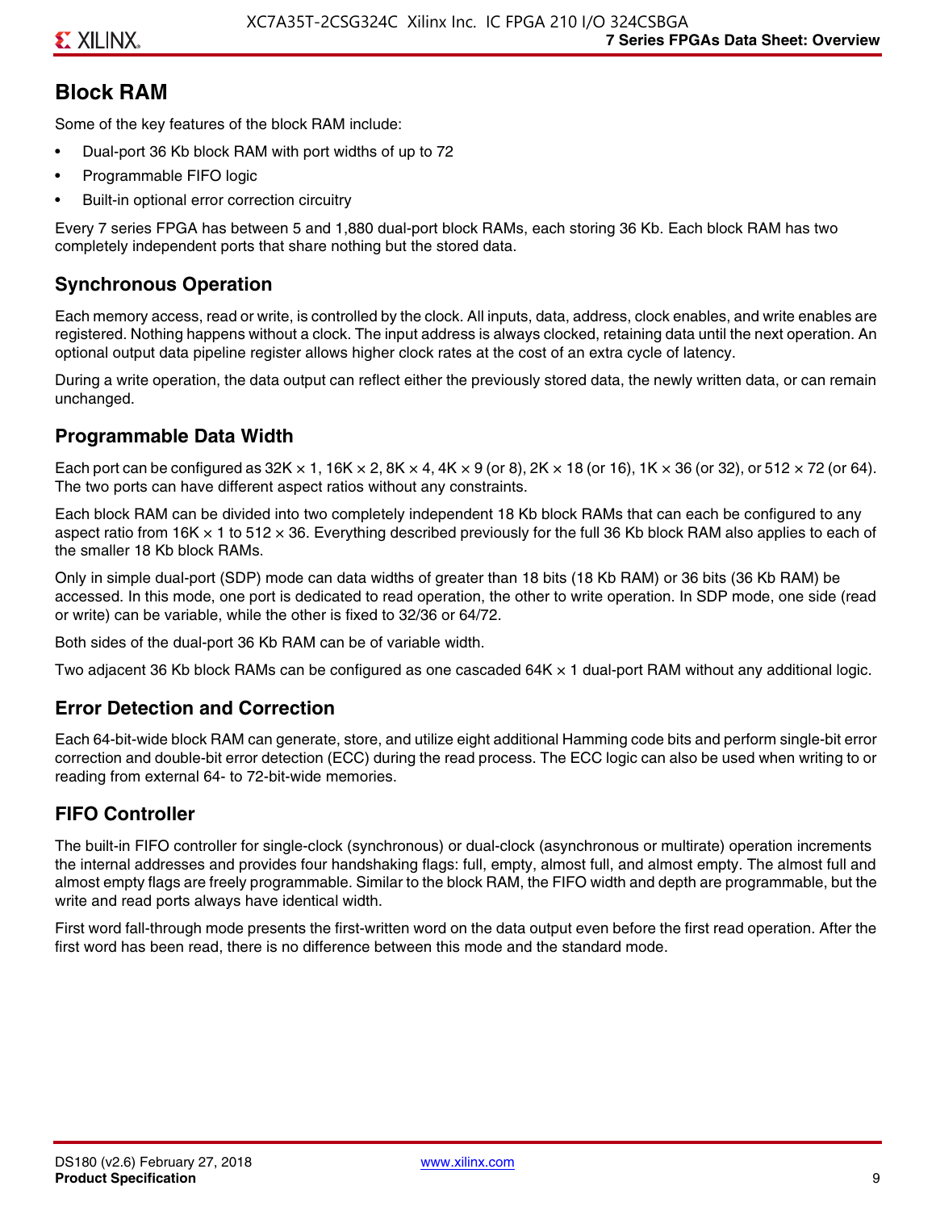## Block RAM

Some of the key features of the block RAM include:

- Dual-port 36 Kb block RAM with port widths of up to 72
- Programmable FIFO logic
- Built-in optional error correction circuitry

Every 7 series FPGA has between 5 and 1,880 dual-port block RAMs, each storing 36 Kb. Each block RAM has two completely independent ports that share nothing but the stored data.

### Synchronous Operation

Each memory access, read or write, is controlled by the clock. All inputs, data, address, clock enables, and write enables are registered. Nothing happens without a clock. The input address is always clocked, retaining data until the next operation. An optional output data pipeline register allows higher clock rates at the cost of an extra cycle of latency.

During a write operation, the data output can reflect either the previously stored data, the newly written data, or can remain unchanged.

### Programmable Data Width

Each port can be configured as 32K × 1, 16K × 2, 8K × 4, 4K × 9 (or 8), 2K × 18 (or 16), 1K × 36 (or 32), or 512 × 72 (or 64). The two ports can have different aspect ratios without any constraints.

Each block RAM can be divided into two completely independent 18 Kb block RAMs that can each be configured to any aspect ratio from 16K × 1 to 512 × 36. Everything described previously for the full 36 Kb block RAM also applies to each of the smaller 18 Kb block RAMs.

Only in simple dual-port (SDP) mode can data widths of greater than 18 bits (18 Kb RAM) or 36 bits (36 Kb RAM) be accessed. In this mode, one port is dedicated to read operation, the other to write operation. In SDP mode, one side (read or write) can be variable, while the other is fixed to 32/36 or 64/72.

Both sides of the dual-port 36 Kb RAM can be of variable width.

Two adjacent 36 Kb block RAMs can be configured as one cascaded 64K × 1 dual-port RAM without any additional logic.

### Error Detection and Correction

Each 64-bit-wide block RAM can generate, store, and utilize eight additional Hamming code bits and perform single-bit error correction and double-bit error detection (ECC) during the read process. The ECC logic can also be used when writing to or reading from external 64- to 72-bit-wide memories.

### FIFO Controller

The built-in FIFO controller for single-clock (synchronous) or dual-clock (asynchronous or multirate) operation increments the internal addresses and provides four handshaking flags: full, empty, almost full, and almost empty. The almost full and almost empty flags are freely programmable. Similar to the block RAM, the FIFO width and depth are programmable, but the write and read ports always have identical width.

First word fall-through mode presents the first-written word on the data output even before the first read operation. After the first word has been read, there is no difference between this mode and the standard mode.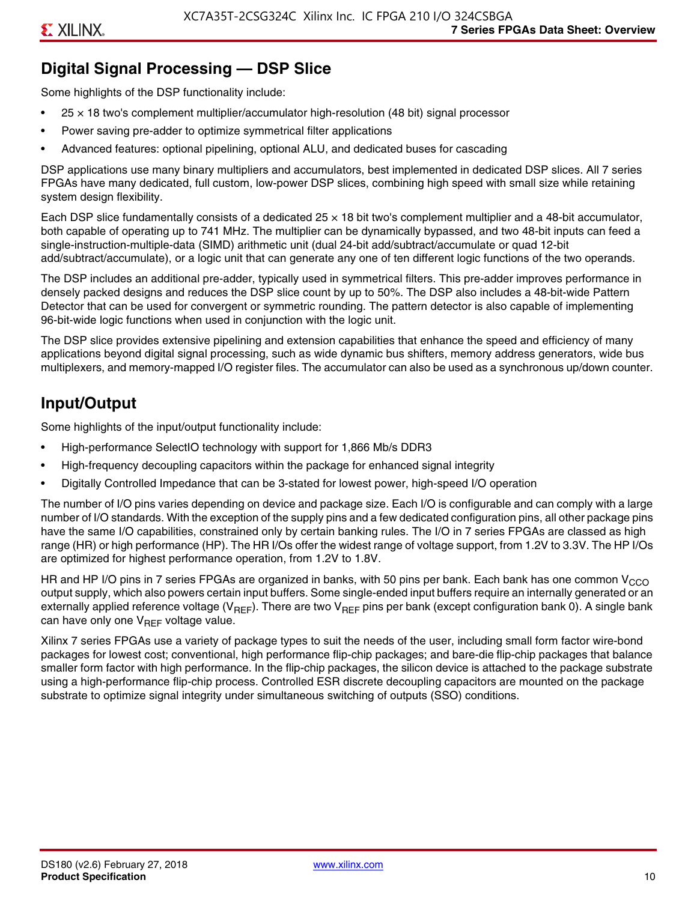## Digital Signal Processing — DSP Slice

Some highlights of the DSP functionality include:

- 25 × 18 two's complement multiplier/accumulator high-resolution (48 bit) signal processor
- Power saving pre-adder to optimize symmetrical filter applications
- Advanced features: optional pipelining, optional ALU, and dedicated buses for cascading

DSP applications use many binary multipliers and accumulators, best implemented in dedicated DSP slices. All 7 series FPGAs have many dedicated, full custom, low-power DSP slices, combining high speed with small size while retaining system design flexibility.

Each DSP slice fundamentally consists of a dedicated 25 × 18 bit two's complement multiplier and a 48-bit accumulator, both capable of operating up to 741 MHz. The multiplier can be dynamically bypassed, and two 48-bit inputs can feed a single-instruction-multiple-data (SIMD) arithmetic unit (dual 24-bit add/subtract/accumulate or quad 12-bit add/subtract/accumulate), or a logic unit that can generate any one of ten different logic functions of the two operands.

The DSP includes an additional pre-adder, typically used in symmetrical filters. This pre-adder improves performance in densely packed designs and reduces the DSP slice count by up to 50%. The DSP also includes a 48-bit-wide Pattern Detector that can be used for convergent or symmetric rounding. The pattern detector is also capable of implementing 96-bit-wide logic functions when used in conjunction with the logic unit.

The DSP slice provides extensive pipelining and extension capabilities that enhance the speed and efficiency of many applications beyond digital signal processing, such as wide dynamic bus shifters, memory address generators, wide bus multiplexers, and memory-mapped I/O register files. The accumulator can also be used as a synchronous up/down counter.

## Input/Output

Some highlights of the input/output functionality include:

- High-performance SelectIO technology with support for 1,866 Mb/s DDR3
- High-frequency decoupling capacitors within the package for enhanced signal integrity
- Digitally Controlled Impedance that can be 3-stated for lowest power, high-speed I/O operation

The number of I/O pins varies depending on device and package size. Each I/O is configurable and can comply with a large number of I/O standards. With the exception of the supply pins and a few dedicated configuration pins, all other package pins have the same I/O capabilities, constrained only by certain banking rules. The I/O in 7 series FPGAs are classed as high range (HR) or high performance (HP). The HR I/Os offer the widest range of voltage support, from 1.2V to 3.3V. The HP I/Os are optimized for highest performance operation, from 1.2V to 1.8V.

HR and HP I/O pins in 7 series FPGAs are organized in banks, with 50 pins per bank. Each bank has one common $V_{CCO}$ output supply, which also powers certain input buffers. Some single-ended input buffers require an internally generated or an externally applied reference voltage ($V_{REF}$). There are two $V_{REF}$ pins per bank (except configuration bank 0). A single bank can have only one $V_{REF}$ voltage value.

Xilinx 7 series FPGAs use a variety of package types to suit the needs of the user, including small form factor wire-bond packages for lowest cost; conventional, high performance flip-chip packages; and bare-die flip-chip packages that balance smaller form factor with high performance. In the flip-chip packages, the silicon device is attached to the package substrate using a high-performance flip-chip process. Controlled ESR discrete decoupling capacitors are mounted on the package substrate to optimize signal integrity under simultaneous switching of outputs (SSO) conditions.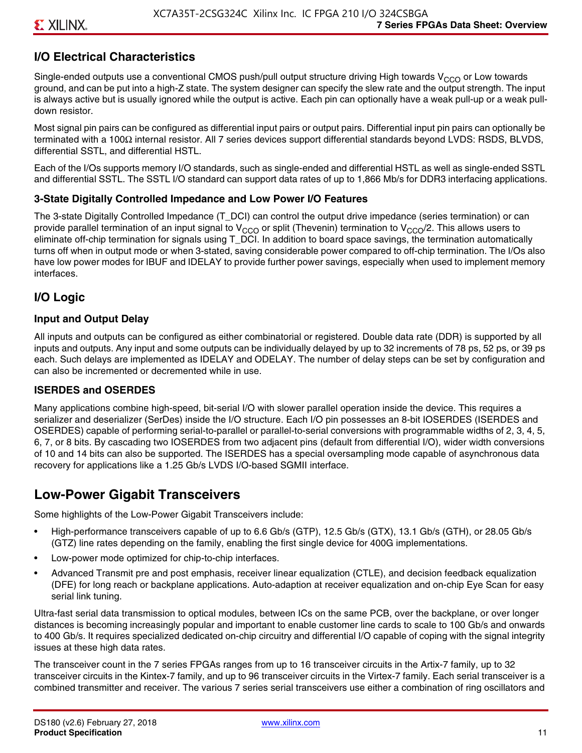## I/O Electrical Characteristics

Single-ended outputs use a conventional CMOS push/pull output structure driving High towards $V_{CCO}$ or Low towards ground, and can be put into a high-Z state. The system designer can specify the slew rate and the output strength. The input is always active but is usually ignored while the output is active. Each pin can optionally have a weak pull-up or a weak pull-down resistor.

Most signal pin pairs can be configured as differential input pairs or output pairs. Differential input pin pairs can optionally be terminated with a 100Ω internal resistor. All 7 series devices support differential standards beyond LVDS: RSDS, BLVDS, differential SSTL, and differential HSTL.

Each of the I/Os supports memory I/O standards, such as single-ended and differential HSTL as well as single-ended SSTL and differential SSTL. The SSTL I/O standard can support data rates of up to 1,866 Mb/s for DDR3 interfacing applications.

### 3-State Digitally Controlled Impedance and Low Power I/O Features

The 3-state Digitally Controlled Impedance (T_DCI) can control the output drive impedance (series termination) or can provide parallel termination of an input signal to $V_{CCO}$ or split (Thevenin) termination to $V_{CCO}/2$. This allows users to eliminate off-chip termination for signals using T_DCI. In addition to board space savings, the termination automatically turns off when in output mode or when 3-stated, saving considerable power compared to off-chip termination. The I/Os also have low power modes for IBUF and IDELAY to provide further power savings, especially when used to implement memory interfaces.

## I/O Logic

### Input and Output Delay

All inputs and outputs can be configured as either combinatorial or registered. Double data rate (DDR) is supported by all inputs and outputs. Any input and some outputs can be individually delayed by up to 32 increments of 78 ps, 52 ps, or 39 ps each. Such delays are implemented as IDELAY and ODELAY. The number of delay steps can be set by configuration and can also be incremented or decremented while in use.

### ISERDES and OSERDES

Many applications combine high-speed, bit-serial I/O with slower parallel operation inside the device. This requires a serializer and deserializer (SerDes) inside the I/O structure. Each I/O pin possesses an 8-bit IOSERDES (ISERDES and OSERDES) capable of performing serial-to-parallel or parallel-to-serial conversions with programmable widths of 2, 3, 4, 5, 6, 7, or 8 bits. By cascading two IOSERDES from two adjacent pins (default from differential I/O), wider width conversions of 10 and 14 bits can also be supported. The ISERDES has a special oversampling mode capable of asynchronous data recovery for applications like a 1.25 Gb/s LVDS I/O-based SGMII interface.

# Low-Power Gigabit Transceivers

Some highlights of the Low-Power Gigabit Transceivers include:

- High-performance transceivers capable of up to 6.6 Gb/s (GTP), 12.5 Gb/s (GTX), 13.1 Gb/s (GTH), or 28.05 Gb/s (GTZ) line rates depending on the family, enabling the first single device for 400G implementations.
- Low-power mode optimized for chip-to-chip interfaces.
- Advanced Transmit pre and post emphasis, receiver linear equalization (CTLE), and decision feedback equalization (DFE) for long reach or backplane applications. Auto-adaption at receiver equalization and on-chip Eye Scan for easy serial link tuning.

Ultra-fast serial data transmission to optical modules, between ICs on the same PCB, over the backplane, or over longer distances is becoming increasingly popular and important to enable customer line cards to scale to 100 Gb/s and onwards to 400 Gb/s. It requires specialized dedicated on-chip circuitry and differential I/O capable of coping with the signal integrity issues at these high data rates.

The transceiver count in the 7 series FPGAs ranges from up to 16 transceiver circuits in the Artix-7 family, up to 32 transceiver circuits in the Kintex-7 family, and up to 96 transceiver circuits in the Virtex-7 family. Each serial transceiver is a combined transmitter and receiver. The various 7 series serial transceivers use either a combination of ring oscillators and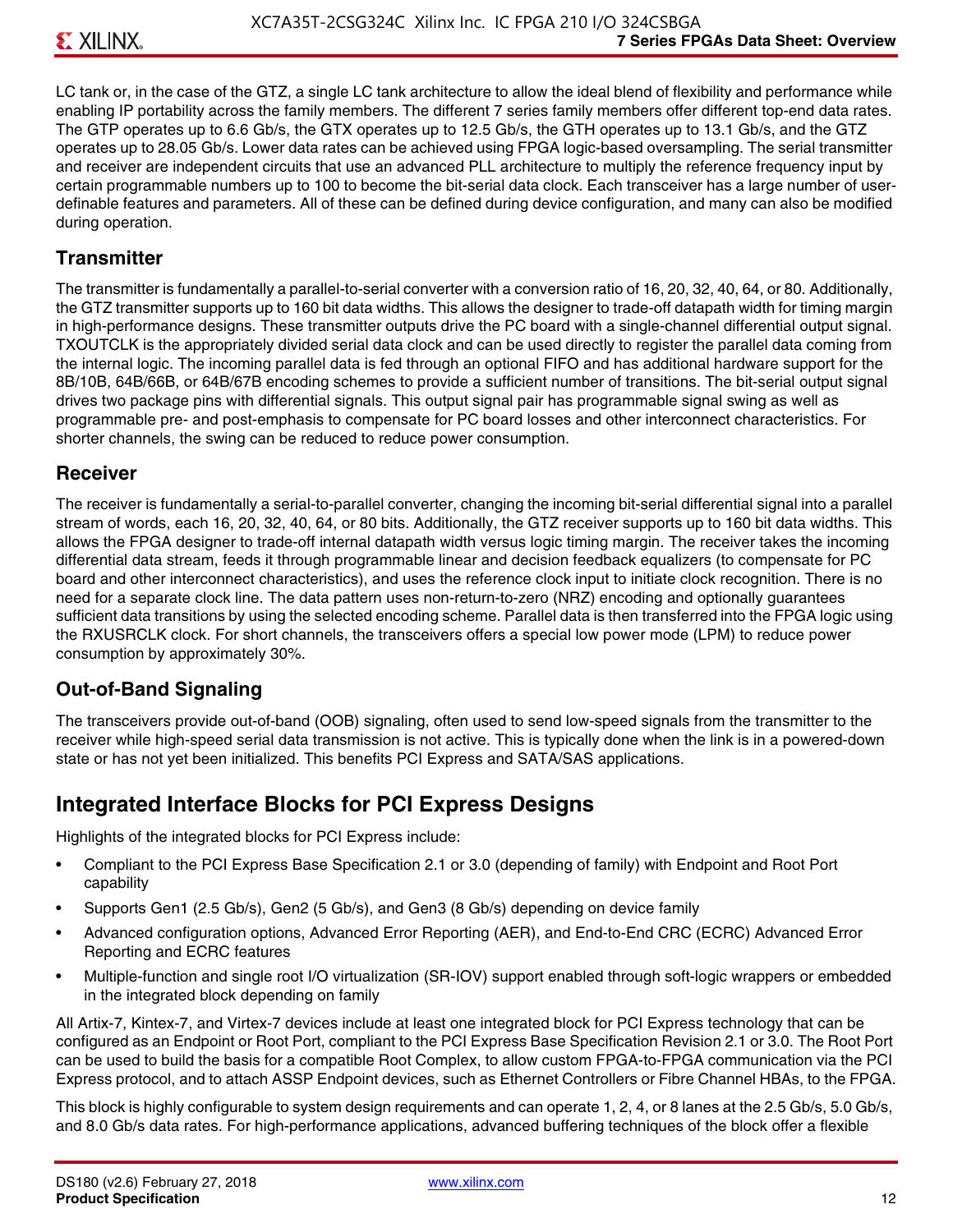LC tank or, in the case of the GTZ, a single LC tank architecture to allow the ideal blend of flexibility and performance while enabling IP portability across the family members. The different 7 series family members offer different top-end data rates. The GTP operates up to 6.6 Gb/s, the GTX operates up to 12.5 Gb/s, the GTH operates up to 13.1 Gb/s, and the GTZ operates up to 28.05 Gb/s. Lower data rates can be achieved using FPGA logic-based oversampling. The serial transmitter and receiver are independent circuits that use an advanced PLL architecture to multiply the reference frequency input by certain programmable numbers up to 100 to become the bit-serial data clock. Each transceiver has a large number of user-definable features and parameters. All of these can be defined during device configuration, and many can also be modified during operation.

### Transmitter

The transmitter is fundamentally a parallel-to-serial converter with a conversion ratio of 16, 20, 32, 40, 64, or 80. Additionally, the GTZ transmitter supports up to 160 bit data widths. This allows the designer to trade-off datapath width for timing margin in high-performance designs. These transmitter outputs drive the PC board with a single-channel differential output signal. TXOUTCLK is the appropriately divided serial data clock and can be used directly to register the parallel data coming from the internal logic. The incoming parallel data is fed through an optional FIFO and has additional hardware support for the 8B/10B, 64B/66B, or 64B/67B encoding schemes to provide a sufficient number of transitions. The bit-serial output signal drives two package pins with differential signals. This output signal pair has programmable signal swing as well as programmable pre- and post-emphasis to compensate for PC board losses and other interconnect characteristics. For shorter channels, the swing can be reduced to reduce power consumption.

### Receiver

The receiver is fundamentally a serial-to-parallel converter, changing the incoming bit-serial differential signal into a parallel stream of words, each 16, 20, 32, 40, 64, or 80 bits. Additionally, the GTZ receiver supports up to 160 bit data widths. This allows the FPGA designer to trade-off internal datapath width versus logic timing margin. The receiver takes the incoming differential data stream, feeds it through programmable linear and decision feedback equalizers (to compensate for PC board and other interconnect characteristics), and uses the reference clock input to initiate clock recognition. There is no need for a separate clock line. The data pattern uses non-return-to-zero (NRZ) encoding and optionally guarantees sufficient data transitions by using the selected encoding scheme. Parallel data is then transferred into the FPGA logic using the RXUSRCLK clock. For short channels, the transceivers offers a special low power mode (LPM) to reduce power consumption by approximately 30%.

### Out-of-Band Signaling

The transceivers provide out-of-band (OOB) signaling, often used to send low-speed signals from the transmitter to the receiver while high-speed serial data transmission is not active. This is typically done when the link is in a powered-down state or has not yet been initialized. This benefits PCI Express and SATA/SAS applications.

## Integrated Interface Blocks for PCI Express Designs

Highlights of the integrated blocks for PCI Express include:

- Compliant to the PCI Express Base Specification 2.1 or 3.0 (depending of family) with Endpoint and Root Port capability
- Supports Gen1 (2.5 Gb/s), Gen2 (5 Gb/s), and Gen3 (8 Gb/s) depending on device family
- Advanced configuration options, Advanced Error Reporting (AER), and End-to-End CRC (ECRC) Advanced Error Reporting and ECRC features
- Multiple-function and single root I/O virtualization (SR-IOV) support enabled through soft-logic wrappers or embedded in the integrated block depending on family

All Artix-7, Kintex-7, and Virtex-7 devices include at least one integrated block for PCI Express technology that can be configured as an Endpoint or Root Port, compliant to the PCI Express Base Specification Revision 2.1 or 3.0. The Root Port can be used to build the basis for a compatible Root Complex, to allow custom FPGA-to-FPGA communication via the PCI Express protocol, and to attach ASSP Endpoint devices, such as Ethernet Controllers or Fibre Channel HBAs, to the FPGA.

This block is highly configurable to system design requirements and can operate 1, 2, 4, or 8 lanes at the 2.5 Gb/s, 5.0 Gb/s, and 8.0 Gb/s data rates. For high-performance applications, advanced buffering techniques of the block offer a flexible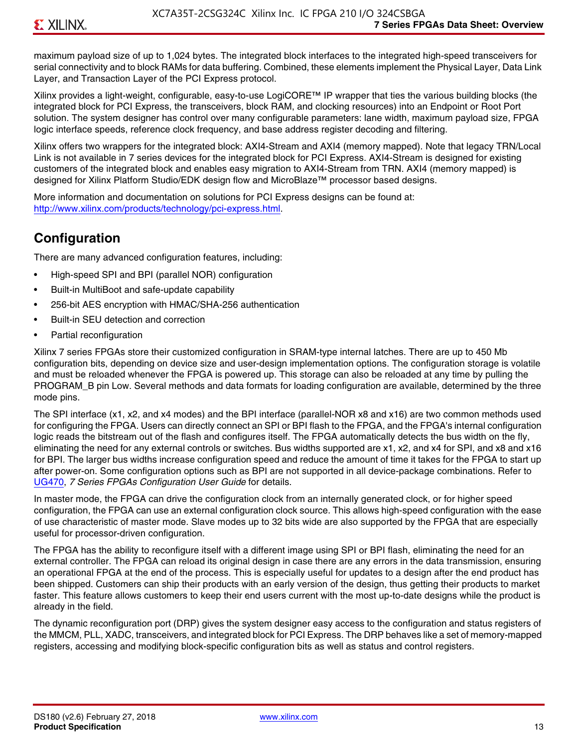maximum payload size of up to 1,024 bytes. The integrated block interfaces to the integrated high-speed transceivers for serial connectivity and to block RAMs for data buffering. Combined, these elements implement the Physical Layer, Data Link Layer, and Transaction Layer of the PCI Express protocol.

Xilinx provides a light-weight, configurable, easy-to-use LogiCORE™ IP wrapper that ties the various building blocks (the integrated block for PCI Express, the transceivers, block RAM, and clocking resources) into an Endpoint or Root Port solution. The system designer has control over many configurable parameters: lane width, maximum payload size, FPGA logic interface speeds, reference clock frequency, and base address register decoding and filtering.

Xilinx offers two wrappers for the integrated block: AXI4-Stream and AXI4 (memory mapped). Note that legacy TRN/Local Link is not available in 7 series devices for the integrated block for PCI Express. AXI4-Stream is designed for existing customers of the integrated block and enables easy migration to AXI4-Stream from TRN. AXI4 (memory mapped) is designed for Xilinx Platform Studio/EDK design flow and MicroBlaze™ processor based designs.

More information and documentation on solutions for PCI Express designs can be found at: http://www.xilinx.com/products/technology/pci-express.html.

## Configuration

There are many advanced configuration features, including:

- High-speed SPI and BPI (parallel NOR) configuration
- Built-in MultiBoot and safe-update capability
- 256-bit AES encryption with HMAC/SHA-256 authentication
- Built-in SEU detection and correction
- Partial reconfiguration

Xilinx 7 series FPGAs store their customized configuration in SRAM-type internal latches. There are up to 450 Mb configuration bits, depending on device size and user-design implementation options. The configuration storage is volatile and must be reloaded whenever the FPGA is powered up. This storage can also be reloaded at any time by pulling the PROGRAM_B pin Low. Several methods and data formats for loading configuration are available, determined by the three mode pins.

The SPI interface (x1, x2, and x4 modes) and the BPI interface (parallel-NOR x8 and x16) are two common methods used for configuring the FPGA. Users can directly connect an SPI or BPI flash to the FPGA, and the FPGA's internal configuration logic reads the bitstream out of the flash and configures itself. The FPGA automatically detects the bus width on the fly, eliminating the need for any external controls or switches. Bus widths supported are x1, x2, and x4 for SPI, and x8 and x16 for BPI. The larger bus widths increase configuration speed and reduce the amount of time it takes for the FPGA to start up after power-on. Some configuration options such as BPI are not supported in all device-package combinations. Refer to UG470, *7 Series FPGAs Configuration User Guide* for details.

In master mode, the FPGA can drive the configuration clock from an internally generated clock, or for higher speed configuration, the FPGA can use an external configuration clock source. This allows high-speed configuration with the ease of use characteristic of master mode. Slave modes up to 32 bits wide are also supported by the FPGA that are especially useful for processor-driven configuration.

The FPGA has the ability to reconfigure itself with a different image using SPI or BPI flash, eliminating the need for an external controller. The FPGA can reload its original design in case there are any errors in the data transmission, ensuring an operational FPGA at the end of the process. This is especially useful for updates to a design after the end product has been shipped. Customers can ship their products with an early version of the design, thus getting their products to market faster. This feature allows customers to keep their end users current with the most up-to-date designs while the product is already in the field.

The dynamic reconfiguration port (DRP) gives the system designer easy access to the configuration and status registers of the MMCM, PLL, XADC, transceivers, and integrated block for PCI Express. The DRP behaves like a set of memory-mapped registers, accessing and modifying block-specific configuration bits as well as status and control registers.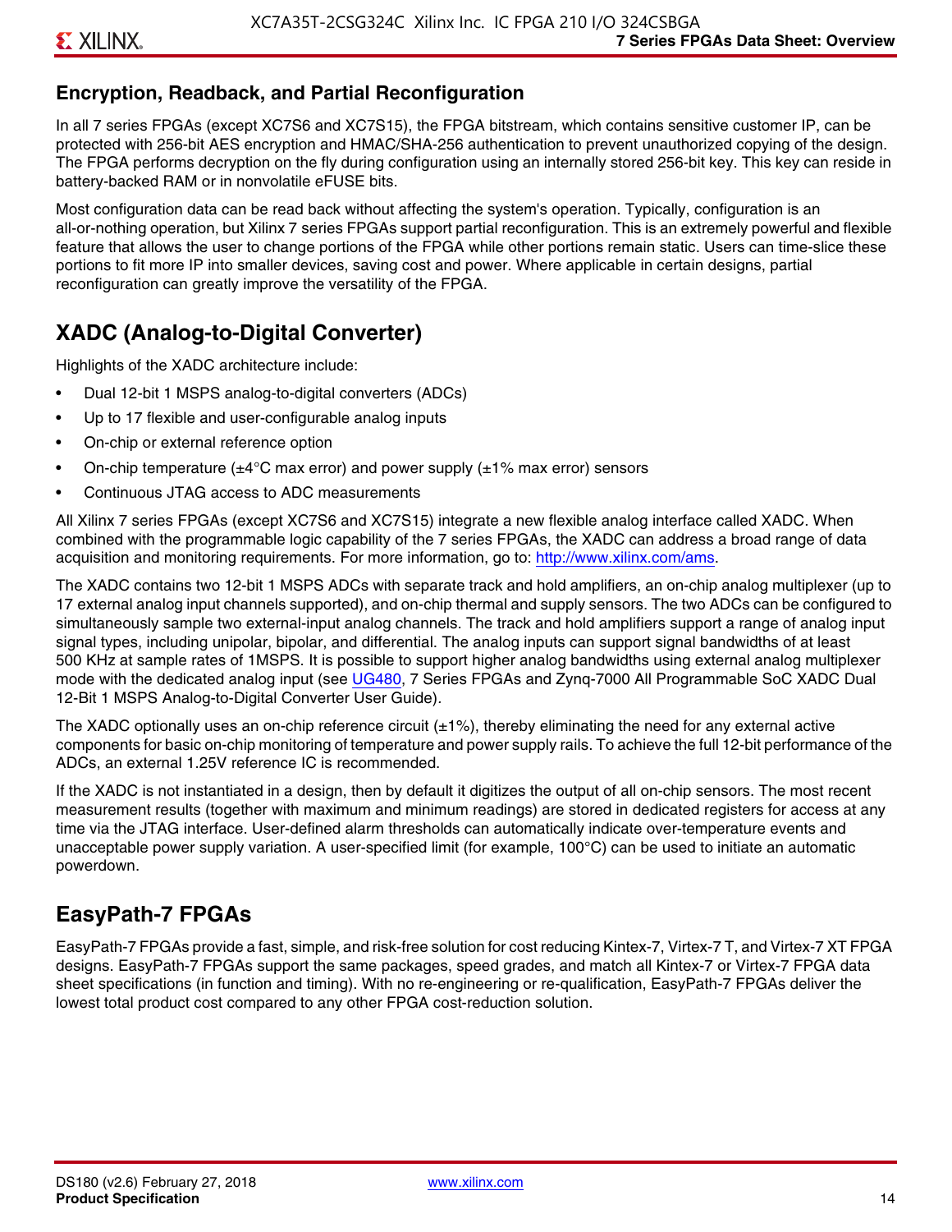## Encryption, Readback, and Partial Reconfiguration

In all 7 series FPGAs (except XC7S6 and XC7S15), the FPGA bitstream, which contains sensitive customer IP, can be protected with 256-bit AES encryption and HMAC/SHA-256 authentication to prevent unauthorized copying of the design. The FPGA performs decryption on the fly during configuration using an internally stored 256-bit key. This key can reside in battery-backed RAM or in nonvolatile eFUSE bits.

Most configuration data can be read back without affecting the system's operation. Typically, configuration is an all-or-nothing operation, but Xilinx 7 series FPGAs support partial reconfiguration. This is an extremely powerful and flexible feature that allows the user to change portions of the FPGA while other portions remain static. Users can time-slice these portions to fit more IP into smaller devices, saving cost and power. Where applicable in certain designs, partial reconfiguration can greatly improve the versatility of the FPGA.

## XADC (Analog-to-Digital Converter)

Highlights of the XADC architecture include:

- Dual 12-bit 1 MSPS analog-to-digital converters (ADCs)
- Up to 17 flexible and user-configurable analog inputs
- On-chip or external reference option
- On-chip temperature (±4°C max error) and power supply (±1% max error) sensors
- Continuous JTAG access to ADC measurements

All Xilinx 7 series FPGAs (except XC7S6 and XC7S15) integrate a new flexible analog interface called XADC. When combined with the programmable logic capability of the 7 series FPGAs, the XADC can address a broad range of data acquisition and monitoring requirements. For more information, go to: http://www.xilinx.com/ams.

The XADC contains two 12-bit 1 MSPS ADCs with separate track and hold amplifiers, an on-chip analog multiplexer (up to 17 external analog input channels supported), and on-chip thermal and supply sensors. The two ADCs can be configured to simultaneously sample two external-input analog channels. The track and hold amplifiers support a range of analog input signal types, including unipolar, bipolar, and differential. The analog inputs can support signal bandwidths of at least 500 KHz at sample rates of 1MSPS. It is possible to support higher analog bandwidths using external analog multiplexer mode with the dedicated analog input (see UG480, 7 Series FPGAs and Zynq-7000 All Programmable SoC XADC Dual 12-Bit 1 MSPS Analog-to-Digital Converter User Guide).

The XADC optionally uses an on-chip reference circuit (±1%), thereby eliminating the need for any external active components for basic on-chip monitoring of temperature and power supply rails. To achieve the full 12-bit performance of the ADCs, an external 1.25V reference IC is recommended.

If the XADC is not instantiated in a design, then by default it digitizes the output of all on-chip sensors. The most recent measurement results (together with maximum and minimum readings) are stored in dedicated registers for access at any time via the JTAG interface. User-defined alarm thresholds can automatically indicate over-temperature events and unacceptable power supply variation. A user-specified limit (for example, 100°C) can be used to initiate an automatic powerdown.

## EasyPath-7 FPGAs

EasyPath-7 FPGAs provide a fast, simple, and risk-free solution for cost reducing Kintex-7, Virtex-7 T, and Virtex-7 XT FPGA designs. EasyPath-7 FPGAs support the same packages, speed grades, and match all Kintex-7 or Virtex-7 FPGA data sheet specifications (in function and timing). With no re-engineering or re-qualification, EasyPath-7 FPGAs deliver the lowest total product cost compared to any other FPGA cost-reduction solution.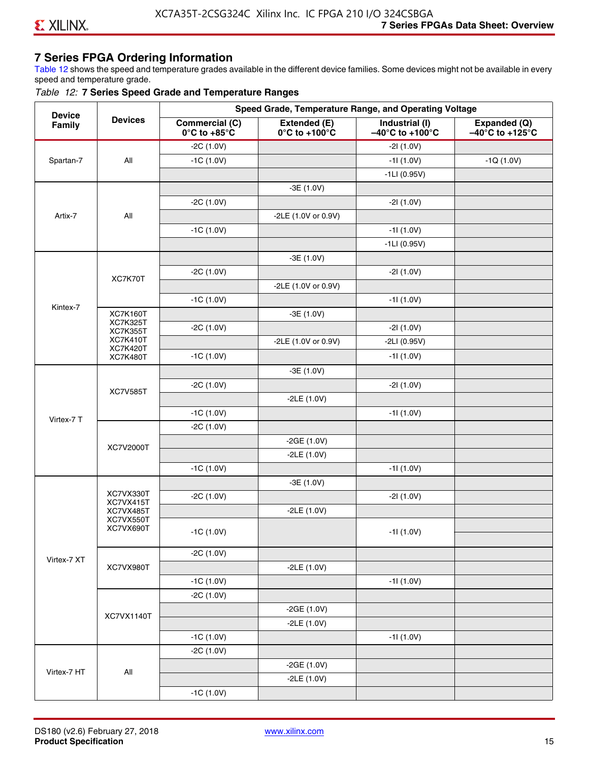## 7 Series FPGA Ordering Information

Table 12 shows the speed and temperature grades available in the different device families. Some devices might not be available in every speed and temperature grade.

*Table 12:* **7 Series Speed Grade and Temperature Ranges**

| Device Family | Devices | Speed Grade, Temperature Range, and Operating Voltage | | | |
|---|---|---|---|---|---|
| | | Commercial (C) 0°C to +85°C | Extended (E) 0°C to +100°C | Industrial (I) –40°C to +100°C | Expanded (Q) –40°C to +125°C |
| Spartan-7 | All | -2C (1.0V) | | -2I (1.0V) | |
| | | -1C (1.0V) | | -1I (1.0V) | -1Q (1.0V) |
| | | | | -1LI (0.95V) | |
| Artix-7 | All | | -3E (1.0V) | | |
| | | -2C (1.0V) | | -2I (1.0V) | |
| | | | -2LE (1.0V or 0.9V) | | |
| | | -1C (1.0V) | | -1I (1.0V) | |
| | | | | -1LI (0.95V) | |
| Kintex-7 | XC7K70T | | -3E (1.0V) | | |
| | | -2C (1.0V) | | -2I (1.0V) | |
| | | | -2LE (1.0V or 0.9V) | | |
| | | -1C (1.0V) | | -1I (1.0V) | |
| | XC7K160T XC7K325T XC7K355T XC7K410T XC7K420T XC7K480T | | -3E (1.0V) | | |
| | | -2C (1.0V) | | -2I (1.0V) | |
| | | | -2LE (1.0V or 0.9V) | -2LI (0.95V) | |
| | | -1C (1.0V) | | -1I (1.0V) | |
| Virtex-7 T | XC7V585T | | -3E (1.0V) | | |
| | | -2C (1.0V) | | -2I (1.0V) | |
| | | | -2LE (1.0V) | | |
| | | -1C (1.0V) | | -1I (1.0V) | |
| | XC7V2000T | -2C (1.0V) | | | |
| | | | -2GE (1.0V) | | |
| | | | -2LE (1.0V) | | |
| | | -1C (1.0V) | | -1I (1.0V) | |
| Virtex-7 XT | XC7VX330T XC7VX415T XC7VX485T XC7VX550T XC7VX690T | | -3E (1.0V) | | |
| | | -2C (1.0V) | | -2I (1.0V) | |
| | | | -2LE (1.0V) | | |
| | | -1C (1.0V) | | -1I (1.0V) | |
| | XC7VX980T | -2C (1.0V) | | | |
| | | | -2LE (1.0V) | | |
| | | -1C (1.0V) | | -1I (1.0V) | |
| | XC7VX1140T | -2C (1.0V) | | | |
| | | | -2GE (1.0V) | | |
| | | | -2LE (1.0V) | | |
| | | -1C (1.0V) | | -1I (1.0V) | |
| Virtex-7 HT | All | -2C (1.0V) | | | |
| | | | -2GE (1.0V) | | |
| | | | -2LE (1.0V) | | |
| | | -1C (1.0V) | | | |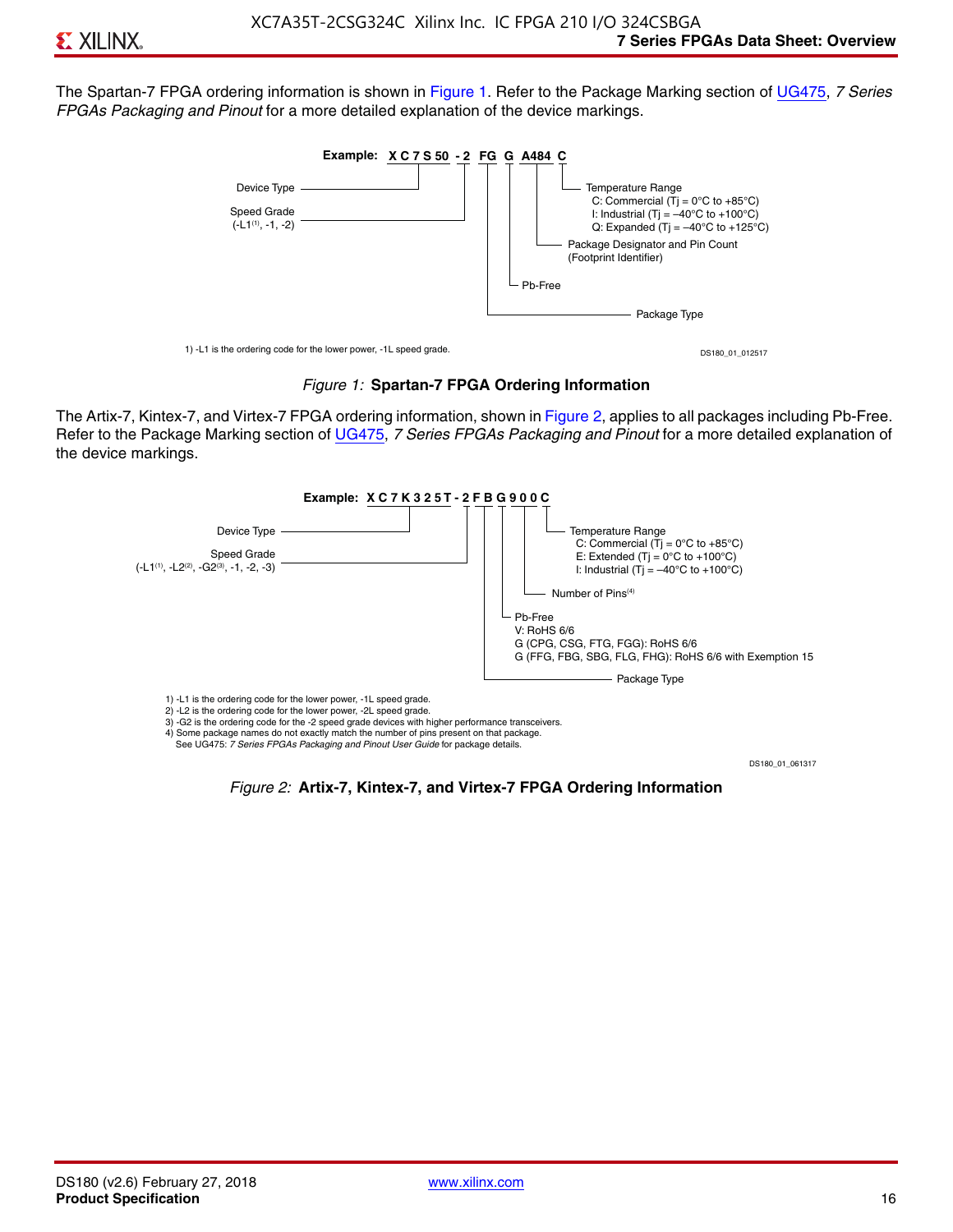The Spartan-7 FPGA ordering information is shown in Figure 1. Refer to the Package Marking section of UG475, *7 Series FPGAs Packaging and Pinout* for a more detailed explanation of the device markings.

**Example: XC7S50 -2 FG G A484 C**

- Device Type
- Speed Grade (-L1(1), -1, -2)
- Package Type
- Pb-Free
- Package Designator and Pin Count (Footprint Identifier)
- Temperature Range
  - C: Commercial (Tj = 0°C to +85°C)
  - I: Industrial (Tj = –40°C to +100°C)
  - Q: Expanded (Tj = –40°C to +125°C)

1) -L1 is the ordering code for the lower power, -1L speed grade.

DS180_01_012517

*Figure 1:* **Spartan-7 FPGA Ordering Information**

The Artix-7, Kintex-7, and Virtex-7 FPGA ordering information, shown in Figure 2, applies to all packages including Pb-Free. Refer to the Package Marking section of UG475, *7 Series FPGAs Packaging and Pinout* for a more detailed explanation of the device markings.

**Example: XC7K325T-2FBG900C**

- Device Type
- Speed Grade (-L1(1), -L2(2), -G2(3), -1, -2, -3)
- Package Type
- Pb-Free
  - V: RoHS 6/6
  - G (CPG, CSG, FTG, FGG): RoHS 6/6
  - G (FFG, FBG, SBG, FLG, FHG): RoHS 6/6 with Exemption 15
- Number of Pins(4)
- Temperature Range
  - C: Commercial (Tj = 0°C to +85°C)
  - E: Extended (Tj = 0°C to +100°C)
  - I: Industrial (Tj = –40°C to +100°C)

1) -L1 is the ordering code for the lower power, -1L speed grade.
2) -L2 is the ordering code for the lower power, -2L speed grade.
3) -G2 is the ordering code for the -2 speed grade devices with higher performance transceivers.
4) Some package names do not exactly match the number of pins present on that package.
   See UG475: *7 Series FPGAs Packaging and Pinout User Guide* for package details.

DS180_01_061317

*Figure 2:* **Artix-7, Kintex-7, and Virtex-7 FPGA Ordering Information**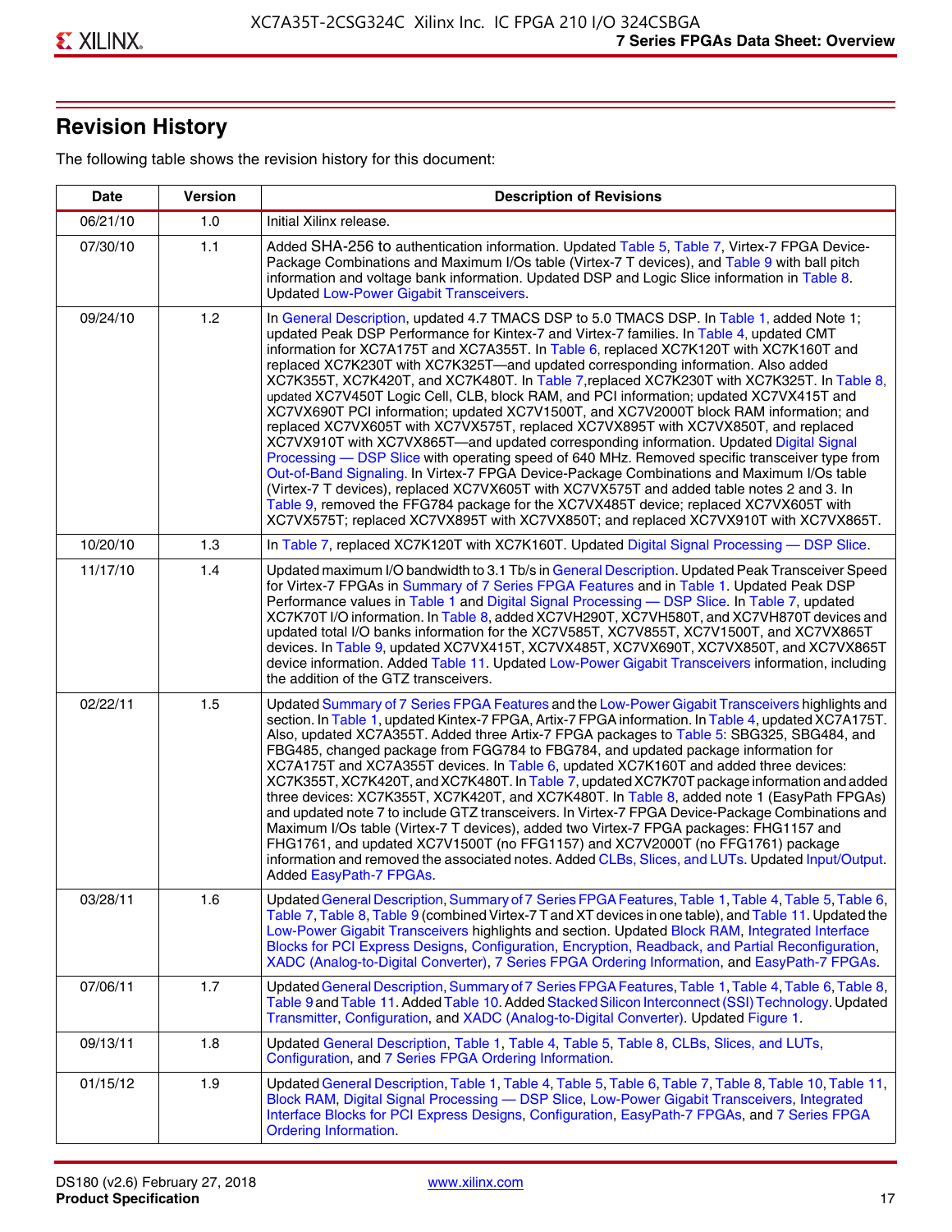## Revision History

The following table shows the revision history for this document:

| Date | Version | Description of Revisions |
|---|---|---|
| 06/21/10 | 1.0 | Initial Xilinx release. |
| 07/30/10 | 1.1 | Added SHA-256 to authentication information. Updated Table 5, Table 7, Virtex-7 FPGA Device-Package Combinations and Maximum I/Os table (Virtex-7 T devices), and Table 9 with ball pitch information and voltage bank information. Updated DSP and Logic Slice information in Table 8. Updated Low-Power Gigabit Transceivers. |
| 09/24/10 | 1.2 | In General Description, updated 4.7 TMACS DSP to 5.0 TMACS DSP. In Table 1, added Note 1; updated Peak DSP Performance for Kintex-7 and Virtex-7 families. In Table 4, updated CMT information for XC7A175T and XC7A355T. In Table 6, replaced XC7K120T with XC7K160T and replaced XC7K230T with XC7K325T—and updated corresponding information. Also added XC7K355T, XC7K420T, and XC7K480T. In Table 7,replaced XC7K230T with XC7K325T. In Table 8, updated XC7V450T Logic Cell, CLB, block RAM, and PCI information; updated XC7VX415T and XC7VX690T PCI information; updated XC7V1500T, and XC7V2000T block RAM information; and replaced XC7VX605T with XC7VX575T, replaced XC7VX895T with XC7VX850T, and replaced XC7VX910T with XC7VX865T—and updated corresponding information. Updated Digital Signal Processing — DSP Slice with operating speed of 640 MHz. Removed specific transceiver type from Out-of-Band Signaling. In Virtex-7 FPGA Device-Package Combinations and Maximum I/Os table (Virtex-7 T devices), replaced XC7VX605T with XC7VX575T and added table notes 2 and 3. In Table 9, removed the FFG784 package for the XC7VX485T device; replaced XC7VX605T with XC7VX575T; replaced XC7VX895T with XC7VX850T; and replaced XC7VX910T with XC7VX865T. |
| 10/20/10 | 1.3 | In Table 7, replaced XC7K120T with XC7K160T. Updated Digital Signal Processing — DSP Slice. |
| 11/17/10 | 1.4 | Updated maximum I/O bandwidth to 3.1 Tb/s in General Description. Updated Peak Transceiver Speed for Virtex-7 FPGAs in Summary of 7 Series FPGA Features and in Table 1. Updated Peak DSP Performance values in Table 1 and Digital Signal Processing — DSP Slice. In Table 7, updated XC7K70T I/O information. In Table 8, added XC7VH290T, XC7VH580T, and XC7VH870T devices and updated total I/O banks information for the XC7V585T, XC7V855T, XC7V1500T, and XC7VX865T devices. In Table 9, updated XC7VX415T, XC7VX485T, XC7VX690T, XC7VX850T, and XC7VX865T device information. Added Table 11. Updated Low-Power Gigabit Transceivers information, including the addition of the GTZ transceivers. |
| 02/22/11 | 1.5 | Updated Summary of 7 Series FPGA Features and the Low-Power Gigabit Transceivers highlights and section. In Table 1, updated Kintex-7 FPGA, Artix-7 FPGA information. In Table 4, updated XC7A175T. Also, updated XC7A355T. Added three Artix-7 FPGA packages to Table 5: SBG325, SBG484, and FBG485, changed package from FGG784 to FBG784, and updated package information for XC7A175T and XC7A355T devices. In Table 6, updated XC7K160T and added three devices: XC7K355T, XC7K420T, and XC7K480T. In Table 7, updated XC7K70T package information and added three devices: XC7K355T, XC7K420T, and XC7K480T. In Table 8, added note 1 (EasyPath FPGAs) and updated note 7 to include GTZ transceivers. In Virtex-7 FPGA Device-Package Combinations and Maximum I/Os table (Virtex-7 T devices), added two Virtex-7 FPGA packages: FHG1157 and FHG1761, and updated XC7V1500T (no FFG1157) and XC7V2000T (no FFG1761) package information and removed the associated notes. Added CLBs, Slices, and LUTs. Updated Input/Output. Added EasyPath-7 FPGAs. |
| 03/28/11 | 1.6 | Updated General Description, Summary of 7 Series FPGA Features, Table 1, Table 4, Table 5, Table 6, Table 7, Table 8, Table 9 (combined Virtex-7 T and XT devices in one table), and Table 11. Updated the Low-Power Gigabit Transceivers highlights and section. Updated Block RAM, Integrated Interface Blocks for PCI Express Designs, Configuration, Encryption, Readback, and Partial Reconfiguration, XADC (Analog-to-Digital Converter), 7 Series FPGA Ordering Information, and EasyPath-7 FPGAs. |
| 07/06/11 | 1.7 | Updated General Description, Summary of 7 Series FPGA Features, Table 1, Table 4, Table 6, Table 8, Table 9 and Table 11. Added Table 10. Added Stacked Silicon Interconnect (SSI) Technology. Updated Transmitter, Configuration, and XADC (Analog-to-Digital Converter). Updated Figure 1. |
| 09/13/11 | 1.8 | Updated General Description, Table 1, Table 4, Table 5, Table 8, CLBs, Slices, and LUTs, Configuration, and 7 Series FPGA Ordering Information. |
| 01/15/12 | 1.9 | Updated General Description, Table 1, Table 4, Table 5, Table 6, Table 7, Table 8, Table 10, Table 11, Block RAM, Digital Signal Processing — DSP Slice, Low-Power Gigabit Transceivers, Integrated Interface Blocks for PCI Express Designs, Configuration, EasyPath-7 FPGAs, and 7 Series FPGA Ordering Information. |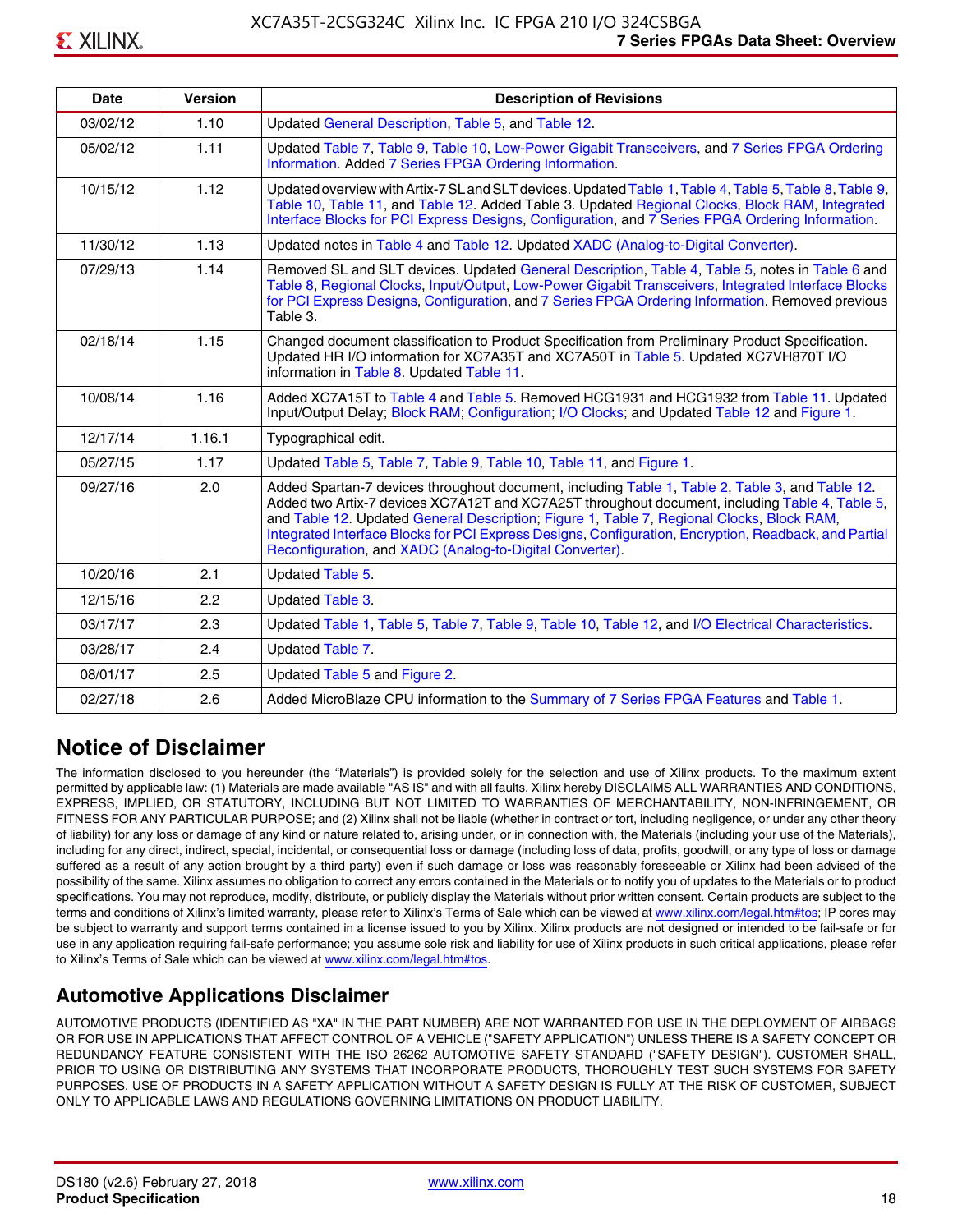| Date | Version | Description of Revisions |
|---|---|---|
| 03/02/12 | 1.10 | Updated General Description, Table 5, and Table 12. |
| 05/02/12 | 1.11 | Updated Table 7, Table 9, Table 10, Low-Power Gigabit Transceivers, and 7 Series FPGA Ordering Information. Added 7 Series FPGA Ordering Information. |
| 10/15/12 | 1.12 | Updated overview with Artix-7 SL and SLT devices. Updated Table 1, Table 4, Table 5, Table 8, Table 9, Table 10, Table 11, and Table 12. Added Table 3. Updated Regional Clocks, Block RAM, Integrated Interface Blocks for PCI Express Designs, Configuration, and 7 Series FPGA Ordering Information. |
| 11/30/12 | 1.13 | Updated notes in Table 4 and Table 12. Updated XADC (Analog-to-Digital Converter). |
| 07/29/13 | 1.14 | Removed SL and SLT devices. Updated General Description, Table 4, Table 5, notes in Table 6 and Table 8, Regional Clocks, Input/Output, Low-Power Gigabit Transceivers, Integrated Interface Blocks for PCI Express Designs, Configuration, and 7 Series FPGA Ordering Information. Removed previous Table 3. |
| 02/18/14 | 1.15 | Changed document classification to Product Specification from Preliminary Product Specification. Updated HR I/O information for XC7A35T and XC7A50T in Table 5. Updated XC7VH870T I/O information in Table 8. Updated Table 11. |
| 10/08/14 | 1.16 | Added XC7A15T to Table 4 and Table 5. Removed HCG1931 and HCG1932 from Table 11. Updated Input/Output Delay; Block RAM; Configuration; I/O Clocks; and Updated Table 12 and Figure 1. |
| 12/17/14 | 1.16.1 | Typographical edit. |
| 05/27/15 | 1.17 | Updated Table 5, Table 7, Table 9, Table 10, Table 11, and Figure 1. |
| 09/27/16 | 2.0 | Added Spartan-7 devices throughout document, including Table 1, Table 2, Table 3, and Table 12. Added two Artix-7 devices XC7A12T and XC7A25T throughout document, including Table 4, Table 5, and Table 12. Updated General Description; Figure 1, Table 7, Regional Clocks, Block RAM, Integrated Interface Blocks for PCI Express Designs, Configuration, Encryption, Readback, and Partial Reconfiguration, and XADC (Analog-to-Digital Converter). |
| 10/20/16 | 2.1 | Updated Table 5. |
| 12/15/16 | 2.2 | Updated Table 3. |
| 03/17/17 | 2.3 | Updated Table 1, Table 5, Table 7, Table 9, Table 10, Table 12, and I/O Electrical Characteristics. |
| 03/28/17 | 2.4 | Updated Table 7. |
| 08/01/17 | 2.5 | Updated Table 5 and Figure 2. |
| 02/27/18 | 2.6 | Added MicroBlaze CPU information to the Summary of 7 Series FPGA Features and Table 1. |

## Notice of Disclaimer

The information disclosed to you hereunder (the "Materials") is provided solely for the selection and use of Xilinx products. To the maximum extent permitted by applicable law: (1) Materials are made available "AS IS" and with all faults, Xilinx hereby DISCLAIMS ALL WARRANTIES AND CONDITIONS, EXPRESS, IMPLIED, OR STATUTORY, INCLUDING BUT NOT LIMITED TO WARRANTIES OF MERCHANTABILITY, NON-INFRINGEMENT, OR FITNESS FOR ANY PARTICULAR PURPOSE; and (2) Xilinx shall not be liable (whether in contract or tort, including negligence, or under any other theory of liability) for any loss or damage of any kind or nature related to, arising under, or in connection with, the Materials (including your use of the Materials), including for any direct, indirect, special, incidental, or consequential loss or damage (including loss of data, profits, goodwill, or any type of loss or damage suffered as a result of any action brought by a third party) even if such damage or loss was reasonably foreseeable or Xilinx had been advised of the possibility of the same. Xilinx assumes no obligation to correct any errors contained in the Materials or to notify you of updates to the Materials or to product specifications. You may not reproduce, modify, distribute, or publicly display the Materials without prior written consent. Certain products are subject to the terms and conditions of Xilinx's limited warranty, please refer to Xilinx's Terms of Sale which can be viewed at www.xilinx.com/legal.htm#tos; IP cores may be subject to warranty and support terms contained in a license issued to you by Xilinx. Xilinx products are not designed or intended to be fail-safe or for use in any application requiring fail-safe performance; you assume sole risk and liability for use of Xilinx products in such critical applications, please refer to Xilinx's Terms of Sale which can be viewed at www.xilinx.com/legal.htm#tos.

## Automotive Applications Disclaimer

AUTOMOTIVE PRODUCTS (IDENTIFIED AS "XA" IN THE PART NUMBER) ARE NOT WARRANTED FOR USE IN THE DEPLOYMENT OF AIRBAGS OR FOR USE IN APPLICATIONS THAT AFFECT CONTROL OF A VEHICLE ("SAFETY APPLICATION") UNLESS THERE IS A SAFETY CONCEPT OR REDUNDANCY FEATURE CONSISTENT WITH THE ISO 26262 AUTOMOTIVE SAFETY STANDARD ("SAFETY DESIGN"). CUSTOMER SHALL, PRIOR TO USING OR DISTRIBUTING ANY SYSTEMS THAT INCORPORATE PRODUCTS, THOROUGHLY TEST SUCH SYSTEMS FOR SAFETY PURPOSES. USE OF PRODUCTS IN A SAFETY APPLICATION WITHOUT A SAFETY DESIGN IS FULLY AT THE RISK OF CUSTOMER, SUBJECT ONLY TO APPLICABLE LAWS AND REGULATIONS GOVERNING LIMITATIONS ON PRODUCT LIABILITY.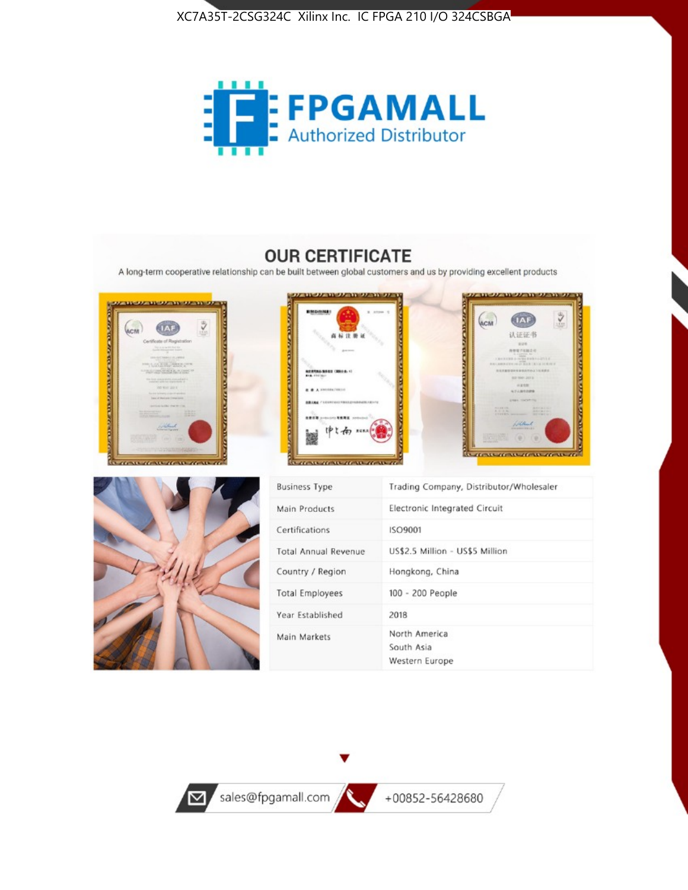XC7A35T-2CSG324C Xilinx Inc. IC FPGA 210 I/O 324CSBGA

FPGAMALL
Authorized Distributor

## OUR CERTIFICATE

A long-term cooperative relationship can be built between global customers and us by providing excellent products

| | |
|---|---|
| Business Type | Trading Company, Distributor/Wholesaler |
| Main Products | Electronic Integrated Circuit |
| Certifications | ISO9001 |
| Total Annual Revenue | US$2.5 Million - US$5 Million |
| Country / Region | Hongkong, China |
| Total Employees | 100 - 200 People |
| Year Established | 2018 |
| Main Markets | North America<br>South Asia<br>Western Europe |

sales@fpgamall.com

+00852-56428680